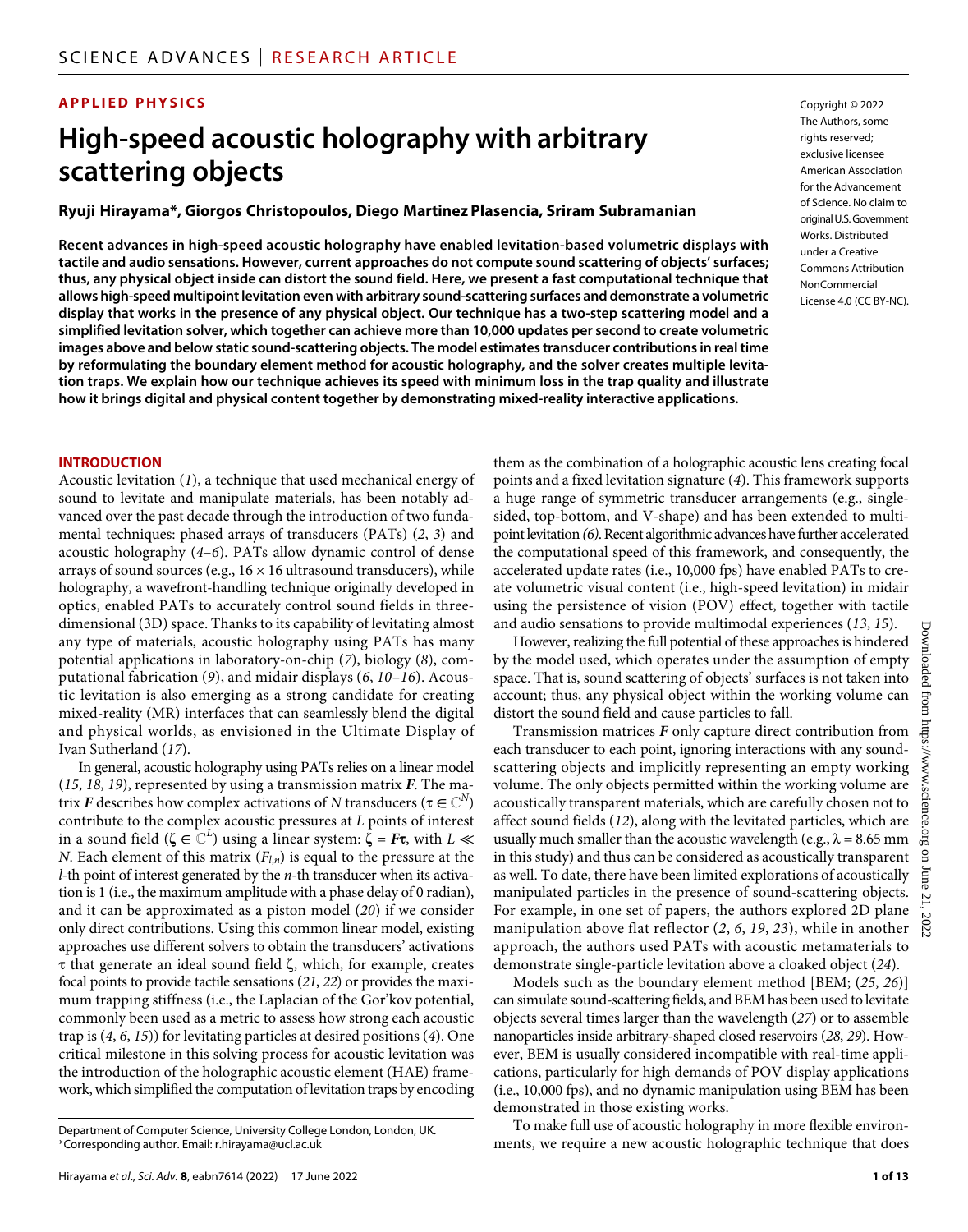APPLIED PHYSICS

# High-speed acoustic holography with arbitrary scattering objects

**Ryuji Hirayama*, Giorgos Christopoulos, Diego Martinez Plasencia, Sriram Subramanian**

Copyright © 2022 The Authors, some rights reserved; exclusive licensee American Association for the Advancement of Science. No claim to original U.S. Government Works. Distributed under a Creative Commons Attribution NonCommercial License 4.0 (CC BY-NC).

**Recent advances in high-speed acoustic holography have enabled levitation-based volumetric displays with tactile and audio sensations. However, current approaches do not compute sound scattering of objects' surfaces; thus, any physical object inside can distort the sound field. Here, we present a fast computational technique that allows high-speed multipoint levitation even with arbitrary sound-scattering surfaces and demonstrate a volumetric display that works in the presence of any physical object. Our technique has a two-step scattering model and a simplified levitation solver, which together can achieve more than 10,000 updates per second to create volumetric images above and below static sound-scattering objects. The model estimates transducer contributions in real time by reformulating the boundary element method for acoustic holography, and the solver creates multiple levitation traps. We explain how our technique achieves its speed with minimum loss in the trap quality and illustrate how it brings digital and physical content together by demonstrating mixed-reality interactive applications.**

## INTRODUCTION

Acoustic levitation (1), a technique that used mechanical energy of sound to levitate and manipulate materials, has been notably advanced over the past decade through the introduction of two fundamental techniques: phased arrays of transducers (PATs) (2, 3) and acoustic holography (4–6). PATs allow dynamic control of dense arrays of sound sources (e.g., 16 × 16 ultrasound transducers), while holography, a wavefront-handling technique originally developed in optics, enabled PATs to accurately control sound fields in three-dimensional (3D) space. Thanks to its capability of levitating almost any type of materials, acoustic holography using PATs has many potential applications in laboratory-on-chip (7), biology (8), computational fabrication (9), and midair displays (6, 10–16). Acoustic levitation is also emerging as a strong candidate for creating mixed-reality (MR) interfaces that can seamlessly blend the digital and physical worlds, as envisioned in the Ultimate Display of Ivan Sutherland (17).

In general, acoustic holography using PATs relies on a linear model (15, 18, 19), represented by using a transmission matrix $\boldsymbol{F}$. The matrix $\boldsymbol{F}$ describes how complex activations of $N$ transducers ($\boldsymbol{\tau} \in \mathbb{C}^N$) contribute to the complex acoustic pressures at $L$ points of interest in a sound field ($\boldsymbol{\zeta} \in \mathbb{C}^L$) using a linear system: $\boldsymbol{\zeta} = \boldsymbol{F\tau}$, with $L \ll N$. Each element of this matrix ($F_{l,n}$) is equal to the pressure at the $l$-th point of interest generated by the $n$-th transducer when its activation is 1 (i.e., the maximum amplitude with a phase delay of 0 radian), and it can be approximated as a piston model (20) if we consider only direct contributions. Using this common linear model, existing approaches use different solvers to obtain the transducers' activations $\boldsymbol{\tau}$ that generate an ideal sound field $\boldsymbol{\zeta}$, which, for example, creates focal points to provide tactile sensations (21, 22) or provides the maximum trapping stiffness (i.e., the Laplacian of the Gor'kov potential, commonly been used as a metric to assess how strong each acoustic trap is (4, 6, 15)) for levitating particles at desired positions (4). One critical milestone in this solving process for acoustic levitation was the introduction of the holographic acoustic element (HAE) framework, which simplified the computation of levitation traps by encoding them as the combination of a holographic acoustic lens creating focal points and a fixed levitation signature (4). This framework supports a huge range of symmetric transducer arrangements (e.g., single-sided, top-bottom, and V-shape) and has been extended to multipoint levitation (6). Recent algorithmic advances have further accelerated the computational speed of this framework, and consequently, the accelerated update rates (i.e., 10,000 fps) have enabled PATs to create volumetric visual content (i.e., high-speed levitation) in midair using the persistence of vision (POV) effect, together with tactile and audio sensations to provide multimodal experiences (13, 15).

However, realizing the full potential of these approaches is hindered by the model used, which operates under the assumption of empty space. That is, sound scattering of objects' surfaces is not taken into account; thus, any physical object within the working volume can distort the sound field and cause particles to fall.

Transmission matrices $\boldsymbol{F}$ only capture direct contribution from each transducer to each point, ignoring interactions with any sound-scattering objects and implicitly representing an empty working volume. The only objects permitted within the working volume are acoustically transparent materials, which are carefully chosen not to affect sound fields (12), along with the levitated particles, which are usually much smaller than the acoustic wavelength (e.g., $\lambda$ = 8.65 mm in this study) and thus can be considered as acoustically transparent as well. To date, there have been limited explorations of acoustically manipulated particles in the presence of sound-scattering objects. For example, in one set of papers, the authors explored 2D plane manipulation above flat reflector (2, 6, 19, 23), while in another approach, the authors used PATs with acoustic metamaterials to demonstrate single-particle levitation above a cloaked object (24).

Models such as the boundary element method [BEM; (25, 26)] can simulate sound-scattering fields, and BEM has been used to levitate objects several times larger than the wavelength (27) or to assemble nanoparticles inside arbitrary-shaped closed reservoirs (28, 29). However, BEM is usually considered incompatible with real-time applications, particularly for high demands of POV display applications (i.e., 10,000 fps), and no dynamic manipulation using BEM has been demonstrated in those existing works.

To make full use of acoustic holography in more flexible environments, we require a new acoustic holographic technique that does

Department of Computer Science, University College London, London, UK.
*Corresponding author. Email: r.hirayama@ucl.ac.uk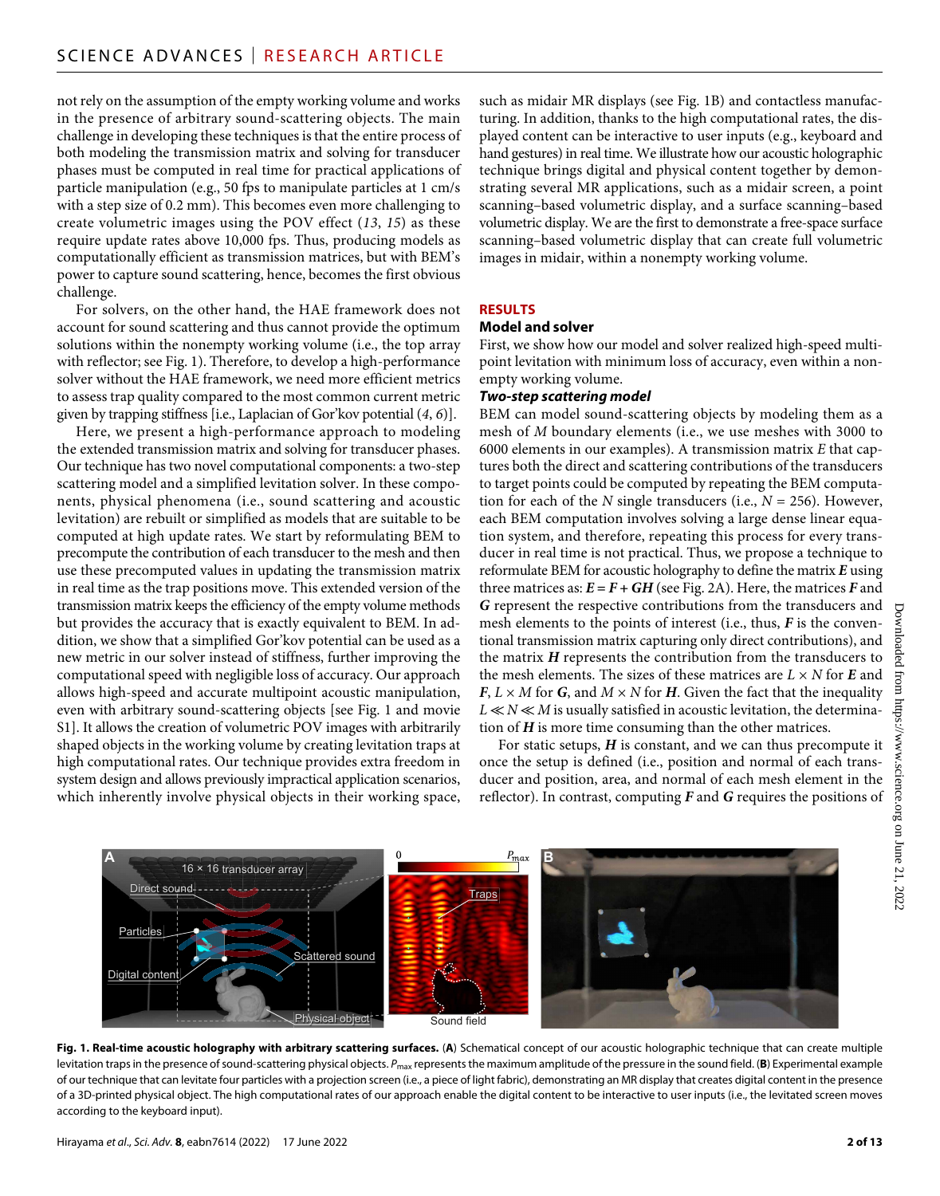not rely on the assumption of the empty working volume and works in the presence of arbitrary sound-scattering objects. The main challenge in developing these techniques is that the entire process of both modeling the transmission matrix and solving for transducer phases must be computed in real time for practical applications of particle manipulation (e.g., 50 fps to manipulate particles at 1 cm/s with a step size of 0.2 mm). This becomes even more challenging to create volumetric images using the POV effect (*13*, *15*) as these require update rates above 10,000 fps. Thus, producing models as computationally efficient as transmission matrices, but with BEM's power to capture sound scattering, hence, becomes the first obvious challenge.

For solvers, on the other hand, the HAE framework does not account for sound scattering and thus cannot provide the optimum solutions within the nonempty working volume (i.e., the top array with reflector; see Fig. 1). Therefore, to develop a high-performance solver without the HAE framework, we need more efficient metrics to assess trap quality compared to the most common current metric given by trapping stiffness [i.e., Laplacian of Gor'kov potential (*4*, *6*)].

Here, we present a high-performance approach to modeling the extended transmission matrix and solving for transducer phases. Our technique has two novel computational components: a two-step scattering model and a simplified levitation solver. In these components, physical phenomena (i.e., sound scattering and acoustic levitation) are rebuilt or simplified as models that are suitable to be computed at high update rates. We start by reformulating BEM to precompute the contribution of each transducer to the mesh and then use these precomputed values in updating the transmission matrix in real time as the trap positions move. This extended version of the transmission matrix keeps the efficiency of the empty volume methods but provides the accuracy that is exactly equivalent to BEM. In addition, we show that a simplified Gor'kov potential can be used as a new metric in our solver instead of stiffness, further improving the computational speed with negligible loss of accuracy. Our approach allows high-speed and accurate multipoint acoustic manipulation, even with arbitrary sound-scattering objects [see Fig. 1 and movie S1]. It allows the creation of volumetric POV images with arbitrarily shaped objects in the working volume by creating levitation traps at high computational rates. Our technique provides extra freedom in system design and allows previously impractical application scenarios, which inherently involve physical objects in their working space, such as midair MR displays (see Fig. 1B) and contactless manufacturing. In addition, thanks to the high computational rates, the displayed content can be interactive to user inputs (e.g., keyboard and hand gestures) in real time. We illustrate how our acoustic holographic technique brings digital and physical content together by demonstrating several MR applications, such as a midair screen, a point scanning–based volumetric display, and a surface scanning–based volumetric display. We are the first to demonstrate a free-space surface scanning–based volumetric display that can create full volumetric images in midair, within a nonempty working volume.

## RESULTS

### Model and solver

First, we show how our model and solver realized high-speed multipoint levitation with minimum loss of accuracy, even within a nonempty working volume.

#### *Two-step scattering model*

BEM can model sound-scattering objects by modeling them as a mesh of $M$ boundary elements (i.e., we use meshes with 3000 to 6000 elements in our examples). A transmission matrix $E$ that captures both the direct and scattering contributions of the transducers to target points could be computed by repeating the BEM computation for each of the $N$ single transducers (i.e., $N$ = 256). However, each BEM computation involves solving a large dense linear equation system, and therefore, repeating this process for every transducer in real time is not practical. Thus, we propose a technique to reformulate BEM for acoustic holography to define the matrix $\boldsymbol{E}$ using three matrices as: $\boldsymbol{E} = \boldsymbol{F} + \boldsymbol{GH}$ (see Fig. 2A). Here, the matrices $\boldsymbol{F}$ and $\boldsymbol{G}$ represent the respective contributions from the transducers and mesh elements to the points of interest (i.e., thus, $\boldsymbol{F}$ is the conventional transmission matrix capturing only direct contributions), and the matrix $\boldsymbol{H}$ represents the contribution from the transducers to the mesh elements. The sizes of these matrices are $L \times N$ for $\boldsymbol{E}$ and $\boldsymbol{F}$, $L \times M$ for $\boldsymbol{G}$, and $M \times N$ for $\boldsymbol{H}$. Given the fact that the inequality $L \ll N \ll M$ is usually satisfied in acoustic levitation, the determination of $\boldsymbol{H}$ is more time consuming than the other matrices.

For static setups, $\boldsymbol{H}$ is constant, and we can thus precompute it once the setup is defined (i.e., position and normal of each transducer and position, area, and normal of each mesh element in the reflector). In contrast, computing $\boldsymbol{F}$ and $\boldsymbol{G}$ requires the positions of

**Fig. 1. Real-time acoustic holography with arbitrary scattering surfaces.** (**A**) Schematical concept of our acoustic holographic technique that can create multiple levitation traps in the presence of sound-scattering physical objects. $P_{max}$ represents the maximum amplitude of the pressure in the sound field. (**B**) Experimental example of our technique that can levitate four particles with a projection screen (i.e., a piece of light fabric), demonstrating an MR display that creates digital content in the presence of a 3D-printed physical object. The high computational rates of our approach enable the digital content to be interactive to user inputs (i.e., the levitated screen moves according to the keyboard input).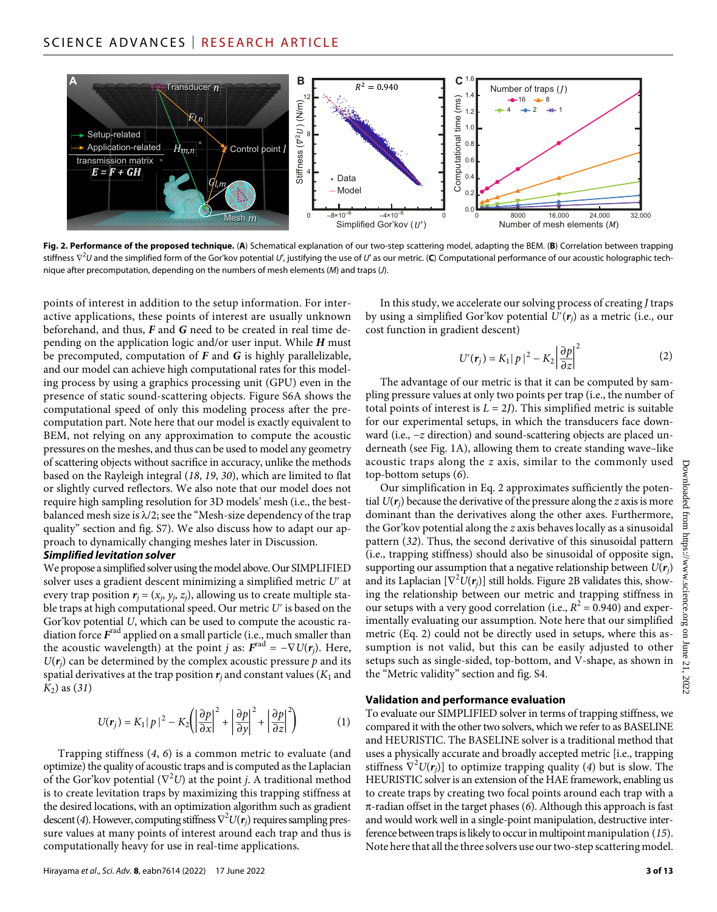**Fig. 2. Performance of the proposed technique.** (**A**) Schematical explanation of our two-step scattering model, adapting the BEM. (**B**) Correlation between trapping stiffness $\nabla^2 U$ and the simplified form of the Gor'kov potential $U'$, justifying the use of $U'$ as our metric. (**C**) Computational performance of our acoustic holographic technique after precomputation, depending on the numbers of mesh elements ($M$) and traps ($J$).

points of interest in addition to the setup information. For interactive applications, these points of interest are usually unknown beforehand, and thus, $\boldsymbol{F}$ and $\boldsymbol{G}$ need to be created in real time depending on the application logic and/or user input. While $\boldsymbol{H}$ must be precomputed, computation of $\boldsymbol{F}$ and $\boldsymbol{G}$ is highly parallelizable, and our model can achieve high computational rates for this modeling process by using a graphics processing unit (GPU) even in the presence of static sound-scattering objects. Figure S6A shows the computational speed of only this modeling process after the precomputation part. Note here that our model is exactly equivalent to BEM, not relying on any approximation to compute the acoustic pressures on the meshes, and thus can be used to model any geometry of scattering objects without sacrifice in accuracy, unlike the methods based on the Rayleigh integral (*18*, *19*, *30*), which are limited to flat or slightly curved reflectors. We also note that our model does not require high sampling resolution for 3D models' mesh (i.e., the best-balanced mesh size is $\lambda/2$; see the "Mesh-size dependency of the trap quality" section and fig. S7). We also discuss how to adapt our approach to dynamically changing meshes later in Discussion.

### Simplified levitation solver

We propose a simplified solver using the model above. Our SIMPLIFIED solver uses a gradient descent minimizing a simplified metric $U'$ at every trap position $\boldsymbol{r}_j = (x_j, y_j, z_j)$, allowing us to create multiple stable traps at high computational speed. Our metric $U'$ is based on the Gor'kov potential $U$, which can be used to compute the acoustic radiation force $\boldsymbol{F}^{\mathrm{rad}}$ applied on a small particle (i.e., much smaller than the acoustic wavelength) at the point $j$ as: $\boldsymbol{F}^{\mathrm{rad}} = -\nabla U(\boldsymbol{r}_j)$. Here, $U(\boldsymbol{r}_j)$ can be determined by the complex acoustic pressure $p$ and its spatial derivatives at the trap position $\boldsymbol{r}_j$ and constant values ($K_1$ and $K_2$) as (*31*)

$$U(\boldsymbol{r}_j) = K_1|p|^2 - K_2\left(\left|\frac{\partial p}{\partial x}\right|^2 + \left|\frac{\partial p}{\partial y}\right|^2 + \left|\frac{\partial p}{\partial z}\right|^2\right) \tag{1}$$

Trapping stiffness (*4*, *6*) is a common metric to evaluate (and optimize) the quality of acoustic traps and is computed as the Laplacian of the Gor'kov potential ($\nabla^2 U$) at the point $j$. A traditional method is to create levitation traps by maximizing this trapping stiffness at the desired locations, with an optimization algorithm such as gradient descent (*4*). However, computing stiffness $\nabla^2 U(\boldsymbol{r}_j)$ requires sampling pressure values at many points of interest around each trap and thus is computationally heavy for use in real-time applications.

In this study, we accelerate our solving process of creating $J$ traps by using a simplified Gor'kov potential $U'(\boldsymbol{r}_j)$ as a metric (i.e., our cost function in gradient descent)

$$U'(\boldsymbol{r}_j) = K_1|p|^2 - K_2\left|\frac{\partial p}{\partial z}\right|^2 \tag{2}$$

The advantage of our metric is that it can be computed by sampling pressure values at only two points per trap (i.e., the number of total points of interest is $L = 2J$). This simplified metric is suitable for our experimental setups, in which the transducers face downward (i.e., $-z$ direction) and sound-scattering objects are placed underneath (see Fig. 1A), allowing them to create standing wave–like acoustic traps along the $z$ axis, similar to the commonly used top-bottom setups (*6*).

Our simplification in Eq. 2 approximates sufficiently the potential $U(\boldsymbol{r}_j)$ because the derivative of the pressure along the $z$ axis is more dominant than the derivatives along the other axes. Furthermore, the Gor'kov potential along the $z$ axis behaves locally as a sinusoidal pattern (*32*). Thus, the second derivative of this sinusoidal pattern (i.e., trapping stiffness) should also be sinusoidal of opposite sign, supporting our assumption that a negative relationship between $U(\boldsymbol{r}_j)$ and its Laplacian $[\nabla^2 U(\boldsymbol{r}_j)]$ still holds. Figure 2B validates this, showing the relationship between our metric and trapping stiffness in our setups with a very good correlation (i.e., $R^2 = 0.940$) and experimentally evaluating our assumption. Note here that our simplified metric (Eq. 2) could not be directly used in setups, where this assumption is not valid, but this can be easily adjusted to other setups such as single-sided, top-bottom, and V-shape, as shown in the "Metric validity" section and fig. S4.

### Validation and performance evaluation

To evaluate our SIMPLIFIED solver in terms of trapping stiffness, we compared it with the other two solvers, which we refer to as BASELINE and HEURISTIC. The BASELINE solver is a traditional method that uses a physically accurate and broadly accepted metric [i.e., trapping stiffness $\nabla^2 U(\boldsymbol{r}_j)$] to optimize trapping quality (*4*) but is slow. The HEURISTIC solver is an extension of the HAE framework, enabling us to create traps by creating two focal points around each trap with a $\pi$-radian offset in the target phases (*6*). Although this approach is fast and would work well in a single-point manipulation, destructive interference between traps is likely to occur in multipoint manipulation (*15*). Note here that all the three solvers use our two-step scattering model.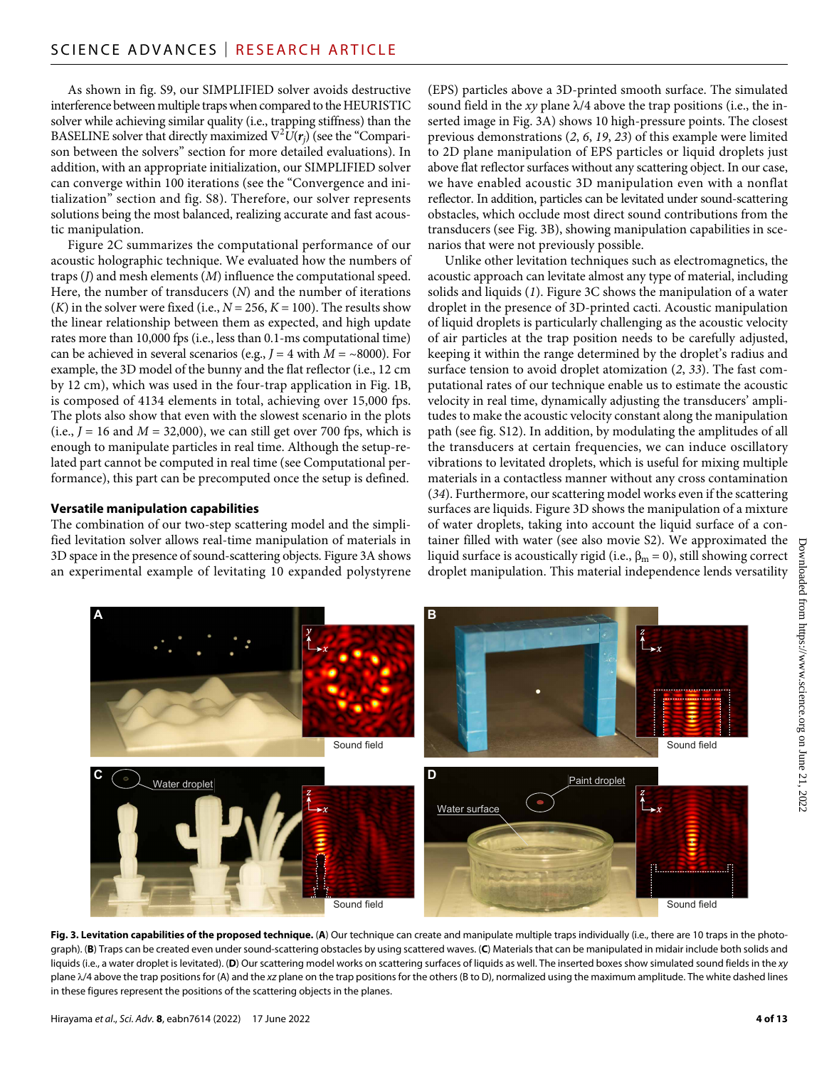As shown in fig. S9, our SIMPLIFIED solver avoids destructive interference between multiple traps when compared to the HEURISTIC solver while achieving similar quality (i.e., trapping stiffness) than the BASELINE solver that directly maximized $\nabla^2 U(\mathbf{r}_j)$ (see the "Comparison between the solvers" section for more detailed evaluations). In addition, with an appropriate initialization, our SIMPLIFIED solver can converge within 100 iterations (see the "Convergence and initialization" section and fig. S8). Therefore, our solver represents solutions being the most balanced, realizing accurate and fast acoustic manipulation.

Figure 2C summarizes the computational performance of our acoustic holographic technique. We evaluated how the numbers of traps ($J$) and mesh elements ($M$) influence the computational speed. Here, the number of transducers ($N$) and the number of iterations ($K$) in the solver were fixed (i.e., $N = 256$, $K = 100$). The results show the linear relationship between them as expected, and high update rates more than 10,000 fps (i.e., less than 0.1-ms computational time) can be achieved in several scenarios (e.g., $J = 4$ with $M = \sim 8000$). For example, the 3D model of the bunny and the flat reflector (i.e., 12 cm by 12 cm), which was used in the four-trap application in Fig. 1B, is composed of 4134 elements in total, achieving over 15,000 fps. The plots also show that even with the slowest scenario in the plots (i.e., $J = 16$ and $M = 32{,}000$), we can still get over 700 fps, which is enough to manipulate particles in real time. Although the setup-related part cannot be computed in real time (see Computational performance), this part can be precomputed once the setup is defined.

### Versatile manipulation capabilities

The combination of our two-step scattering model and the simplified levitation solver allows real-time manipulation of materials in 3D space in the presence of sound-scattering objects. Figure 3A shows an experimental example of levitating 10 expanded polystyrene (EPS) particles above a 3D-printed smooth surface. The simulated sound field in the $xy$ plane $\lambda/4$ above the trap positions (i.e., the inserted image in Fig. 3A) shows 10 high-pressure points. The closest previous demonstrations (2, 6, 19, 23) of this example were limited to 2D plane manipulation of EPS particles or liquid droplets just above flat reflector surfaces without any scattering object. In our case, we have enabled acoustic 3D manipulation even with a nonflat reflector. In addition, particles can be levitated under sound-scattering obstacles, which occlude most direct sound contributions from the transducers (see Fig. 3B), showing manipulation capabilities in scenarios that were not previously possible.

Unlike other levitation techniques such as electromagnetics, the acoustic approach can levitate almost any type of material, including solids and liquids (1). Figure 3C shows the manipulation of a water droplet in the presence of 3D-printed cacti. Acoustic manipulation of liquid droplets is particularly challenging as the acoustic velocity of air particles at the trap position needs to be carefully adjusted, keeping it within the range determined by the droplet's radius and surface tension to avoid droplet atomization (2, 33). The fast computational rates of our technique enable us to estimate the acoustic velocity in real time, dynamically adjusting the transducers' amplitudes to make the acoustic velocity constant along the manipulation path (see fig. S12). In addition, by modulating the amplitudes of all the transducers at certain frequencies, we can induce oscillatory vibrations to levitated droplets, which is useful for mixing multiple materials in a contactless manner without any cross contamination (34). Furthermore, our scattering model works even if the scattering surfaces are liquids. Figure 3D shows the manipulation of a mixture of water droplets, taking into account the liquid surface of a container filled with water (see also movie S2). We approximated the liquid surface is acoustically rigid (i.e., $\beta_m = 0$), still showing correct droplet manipulation. This material independence lends versatility

**Fig. 3. Levitation capabilities of the proposed technique.** (**A**) Our technique can create and manipulate multiple traps individually (i.e., there are 10 traps in the photograph). (**B**) Traps can be created even under sound-scattering obstacles by using scattered waves. (**C**) Materials that can be manipulated in midair include both solids and liquids (i.e., a water droplet is levitated). (**D**) Our scattering model works on scattering surfaces of liquids as well. The inserted boxes show simulated sound fields in the $xy$ plane $\lambda/4$ above the trap positions for (A) and the $xz$ plane on the trap positions for the others (B to D), normalized using the maximum amplitude. The white dashed lines in these figures represent the positions of the scattering objects in the planes.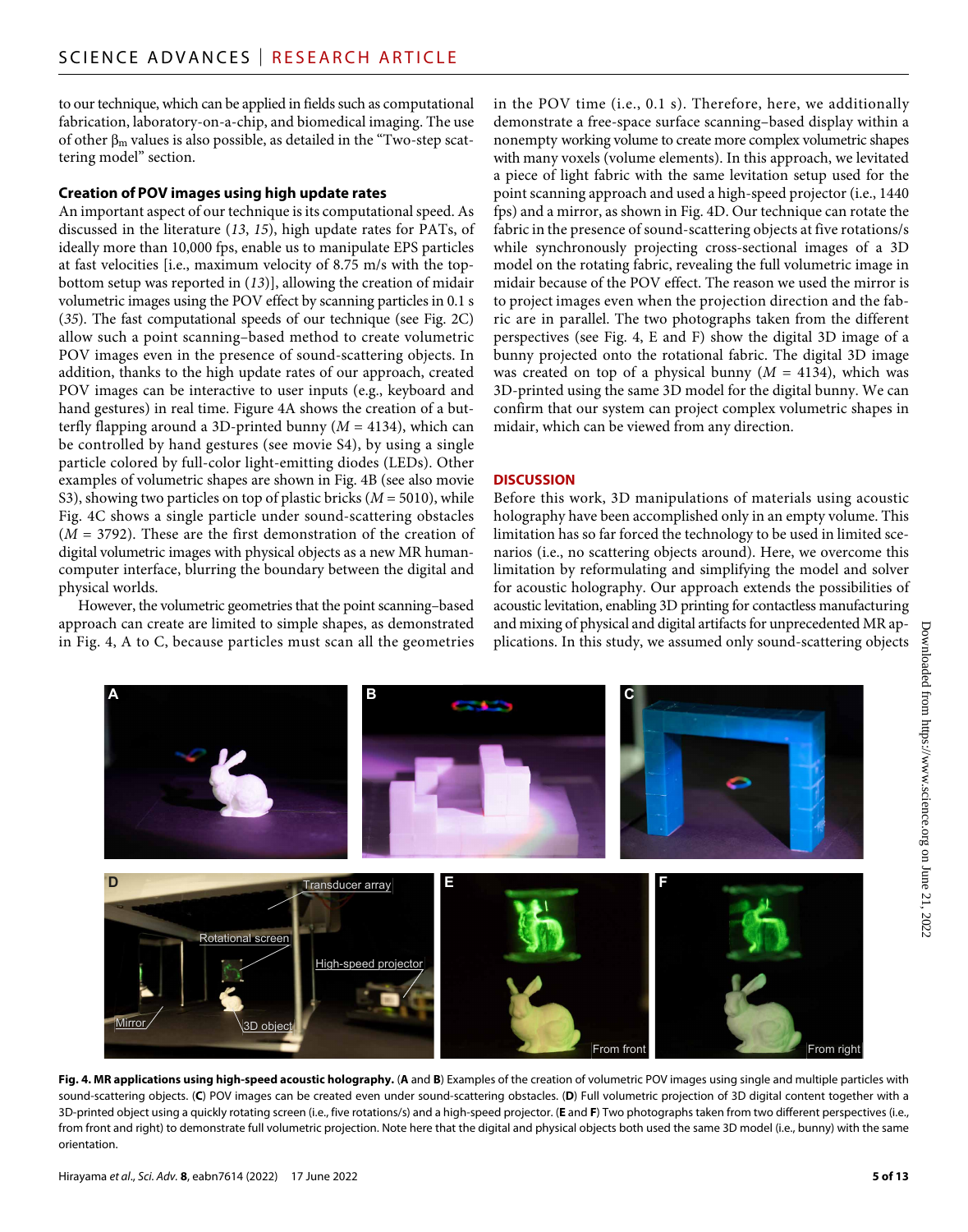to our technique, which can be applied in fields such as computational fabrication, laboratory-on-a-chip, and biomedical imaging. The use of other $\beta_m$ values is also possible, as detailed in the "Two-step scattering model" section.

### Creation of POV images using high update rates

An important aspect of our technique is its computational speed. As discussed in the literature (*13*, *15*), high update rates for PATs, of ideally more than 10,000 fps, enable us to manipulate EPS particles at fast velocities [i.e., maximum velocity of 8.75 m/s with the top-bottom setup was reported in (*13*)], allowing the creation of midair volumetric images using the POV effect by scanning particles in 0.1 s (*35*). The fast computational speeds of our technique (see Fig. 2C) allow such a point scanning–based method to create volumetric POV images even in the presence of sound-scattering objects. In addition, thanks to the high update rates of our approach, created POV images can be interactive to user inputs (e.g., keyboard and hand gestures) in real time. Figure 4A shows the creation of a butterfly flapping around a 3D-printed bunny ($M$ = 4134), which can be controlled by hand gestures (see movie S4), by using a single particle colored by full-color light-emitting diodes (LEDs). Other examples of volumetric shapes are shown in Fig. 4B (see also movie S3), showing two particles on top of plastic bricks ($M$ = 5010), while Fig. 4C shows a single particle under sound-scattering obstacles ($M$ = 3792). These are the first demonstration of the creation of digital volumetric images with physical objects as a new MR human-computer interface, blurring the boundary between the digital and physical worlds.

However, the volumetric geometries that the point scanning–based approach can create are limited to simple shapes, as demonstrated in Fig. 4, A to C, because particles must scan all the geometries in the POV time (i.e., 0.1 s). Therefore, here, we additionally demonstrate a free-space surface scanning–based display within a nonempty working volume to create more complex volumetric shapes with many voxels (volume elements). In this approach, we levitated a piece of light fabric with the same levitation setup used for the point scanning approach and used a high-speed projector (i.e., 1440 fps) and a mirror, as shown in Fig. 4D. Our technique can rotate the fabric in the presence of sound-scattering objects at five rotations/s while synchronously projecting cross-sectional images of a 3D model on the rotating fabric, revealing the full volumetric image in midair because of the POV effect. The reason we used the mirror is to project images even when the projection direction and the fabric are in parallel. The two photographs taken from the different perspectives (see Fig. 4, E and F) show the digital 3D image of a bunny projected onto the rotational fabric. The digital 3D image was created on top of a physical bunny ($M$ = 4134), which was 3D-printed using the same 3D model for the digital bunny. We can confirm that our system can project complex volumetric shapes in midair, which can be viewed from any direction.

## DISCUSSION

Before this work, 3D manipulations of materials using acoustic holography have been accomplished only in an empty volume. This limitation has so far forced the technology to be used in limited scenarios (i.e., no scattering objects around). Here, we overcome this limitation by reformulating and simplifying the model and solver for acoustic holography. Our approach extends the possibilities of acoustic levitation, enabling 3D printing for contactless manufacturing and mixing of physical and digital artifacts for unprecedented MR applications. In this study, we assumed only sound-scattering objects

**Fig. 4. MR applications using high-speed acoustic holography.** (**A** and **B**) Examples of the creation of volumetric POV images using single and multiple particles with sound-scattering objects. (**C**) POV images can be created even under sound-scattering obstacles. (**D**) Full volumetric projection of 3D digital content together with a 3D-printed object using a quickly rotating screen (i.e., five rotations/s) and a high-speed projector. (**E** and **F**) Two photographs taken from two different perspectives (i.e., from front and right) to demonstrate full volumetric projection. Note here that the digital and physical objects both used the same 3D model (i.e., bunny) with the same orientation.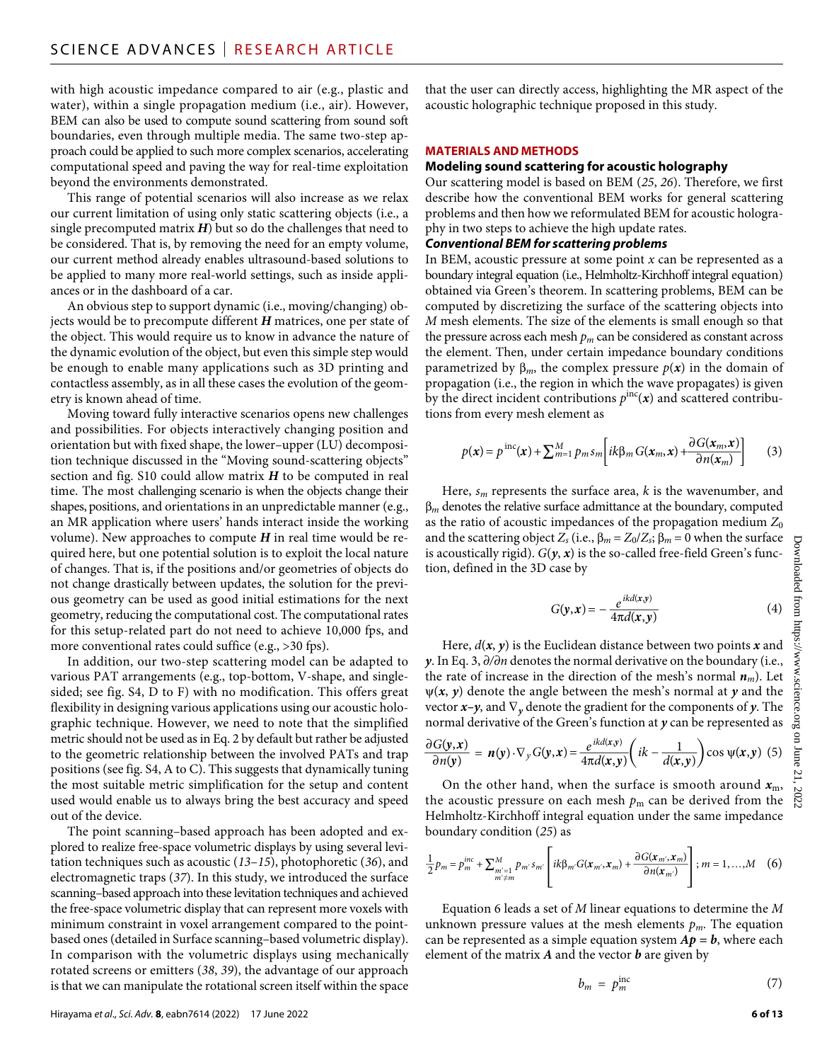with high acoustic impedance compared to air (e.g., plastic and water), within a single propagation medium (i.e., air). However, BEM can also be used to compute sound scattering from sound soft boundaries, even through multiple media. The same two-step approach could be applied to such more complex scenarios, accelerating computational speed and paving the way for real-time exploitation beyond the environments demonstrated.

This range of potential scenarios will also increase as we relax our current limitation of using only static scattering objects (i.e., a single precomputed matrix $\boldsymbol{H}$) but so do the challenges that need to be considered. That is, by removing the need for an empty volume, our current method already enables ultrasound-based solutions to be applied to many more real-world settings, such as inside appliances or in the dashboard of a car.

An obvious step to support dynamic (i.e., moving/changing) objects would be to precompute different $\boldsymbol{H}$ matrices, one per state of the object. This would require us to know in advance the nature of the dynamic evolution of the object, but even this simple step would be enough to enable many applications such as 3D printing and contactless assembly, as in all these cases the evolution of the geometry is known ahead of time.

Moving toward fully interactive scenarios opens new challenges and possibilities. For objects interactively changing position and orientation but with fixed shape, the lower–upper (LU) decomposition technique discussed in the "Moving sound-scattering objects" section and fig. S10 could allow matrix $\boldsymbol{H}$ to be computed in real time. The most challenging scenario is when the objects change their shapes, positions, and orientations in an unpredictable manner (e.g., an MR application where users' hands interact inside the working volume). New approaches to compute $\boldsymbol{H}$ in real time would be required here, but one potential solution is to exploit the local nature of changes. That is, if the positions and/or geometries of objects do not change drastically between updates, the solution for the previous geometry can be used as good initial estimations for the next geometry, reducing the computational cost. The computational rates for this setup-related part do not need to achieve 10,000 fps, and more conventional rates could suffice (e.g., >30 fps).

In addition, our two-step scattering model can be adapted to various PAT arrangements (e.g., top-bottom, V-shape, and single-sided; see fig. S4, D to F) with no modification. This offers great flexibility in designing various applications using our acoustic holographic technique. However, we need to note that the simplified metric should not be used as in Eq. 2 by default but rather be adjusted to the geometric relationship between the involved PATs and trap positions (see fig. S4, A to C). This suggests that dynamically tuning the most suitable metric simplification for the setup and content used would enable us to always bring the best accuracy and speed out of the device.

The point scanning–based approach has been adopted and explored to realize free-space volumetric displays by using several levitation techniques such as acoustic (13–15), photophoretic (36), and electromagnetic traps (37). In this study, we introduced the surface scanning–based approach into these levitation techniques and achieved the free-space volumetric display that can represent more voxels with minimum constraint in voxel arrangement compared to the point-based ones (detailed in Surface scanning–based volumetric display). In comparison with the volumetric displays using mechanically rotated screens or emitters (38, 39), the advantage of our approach is that we can manipulate the rotational screen itself within the space that the user can directly access, highlighting the MR aspect of the acoustic holographic technique proposed in this study.

## MATERIALS AND METHODS

### Modeling sound scattering for acoustic holography

Our scattering model is based on BEM (25, 26). Therefore, we first describe how the conventional BEM works for general scattering problems and then how we reformulated BEM for acoustic holography in two steps to achieve the high update rates.

#### Conventional BEM for scattering problems

In BEM, acoustic pressure at some point $x$ can be represented as a boundary integral equation (i.e., Helmholtz-Kirchhoff integral equation) obtained via Green's theorem. In scattering problems, BEM can be computed by discretizing the surface of the scattering objects into $M$ mesh elements. The size of the elements is small enough so that the pressure across each mesh $p_m$ can be considered as constant across the element. Then, under certain impedance boundary conditions parametrized by $\beta_m$, the complex pressure $p(\boldsymbol{x})$ in the domain of propagation (i.e., the region in which the wave propagates) is given by the direct incident contributions $p^{\text{inc}}(\boldsymbol{x})$ and scattered contributions from every mesh element as

$$p(\boldsymbol{x}) = p^{\text{inc}}(\boldsymbol{x}) + \sum_{m=1}^{M} p_m s_m \left[ ik\beta_m G(\boldsymbol{x}_m, \boldsymbol{x}) + \frac{\partial G(\boldsymbol{x}_m, \boldsymbol{x})}{\partial n(\boldsymbol{x}_m)} \right] \tag{3}$$

Here, $s_m$ represents the surface area, $k$ is the wavenumber, and $\beta_m$ denotes the relative surface admittance at the boundary, computed as the ratio of acoustic impedances of the propagation medium $Z_0$ and the scattering object $Z_s$ (i.e., $\beta_m = Z_0/Z_s$; $\beta_m = 0$ when the surface is acoustically rigid). $G(\boldsymbol{y}, \boldsymbol{x})$ is the so-called free-field Green's function, defined in the 3D case by

$$G(\boldsymbol{y}, \boldsymbol{x}) = -\frac{e^{ikd(\boldsymbol{x}, \boldsymbol{y})}}{4\pi d(\boldsymbol{x}, \boldsymbol{y})} \tag{4}$$

Here, $d(\boldsymbol{x}, \boldsymbol{y})$ is the Euclidean distance between two points $\boldsymbol{x}$ and $\boldsymbol{y}$. In Eq. 3, $\partial/\partial n$ denotes the normal derivative on the boundary (i.e., the rate of increase in the direction of the mesh's normal $\boldsymbol{n}_m$). Let $\psi(\boldsymbol{x}, \boldsymbol{y})$ denote the angle between the mesh's normal at $\boldsymbol{y}$ and the vector $\boldsymbol{x}$–$\boldsymbol{y}$, and $\nabla_{\boldsymbol{y}}$ denote the gradient for the components of $\boldsymbol{y}$. The normal derivative of the Green's function at $\boldsymbol{y}$ can be represented as

$$\frac{\partial G(\boldsymbol{y}, \boldsymbol{x})}{\partial n(\boldsymbol{y})} = \boldsymbol{n}(\boldsymbol{y}) \cdot \nabla_{\boldsymbol{y}} G(\boldsymbol{y}, \boldsymbol{x}) = \frac{e^{ikd(\boldsymbol{x}, \boldsymbol{y})}}{4\pi d(\boldsymbol{x}, \boldsymbol{y})} \left( ik - \frac{1}{d(\boldsymbol{x}, \boldsymbol{y})} \right) \cos \psi(\boldsymbol{x}, \boldsymbol{y}) \tag{5}$$

On the other hand, when the surface is smooth around $\boldsymbol{x}_\text{m}$, the acoustic pressure on each mesh $p_\text{m}$ can be derived from the Helmholtz-Kirchhoff integral equation under the same impedance boundary condition (25) as

$$\frac{1}{2} p_m = p_m^{inc} + \sum_{\substack{m'=1 \\ m' \neq m}}^{M} p_{m'} s_{m'} \left[ ik\beta_{m'} G(\boldsymbol{x}_{m'}, \boldsymbol{x}_m) + \frac{\partial G(\boldsymbol{x}_{m'}, \boldsymbol{x}_m)}{\partial n(\boldsymbol{x}_{m'})} \right]; m = 1, \ldots, M \tag{6}$$

Equation 6 leads a set of $M$ linear equations to determine the $M$ unknown pressure values at the mesh elements $p_m$. The equation can be represented as a simple equation system $\boldsymbol{Ap} = \boldsymbol{b}$, where each element of the matrix $\boldsymbol{A}$ and the vector $\boldsymbol{b}$ are given by

$$b_m = p_m^{\text{inc}} \tag{7}$$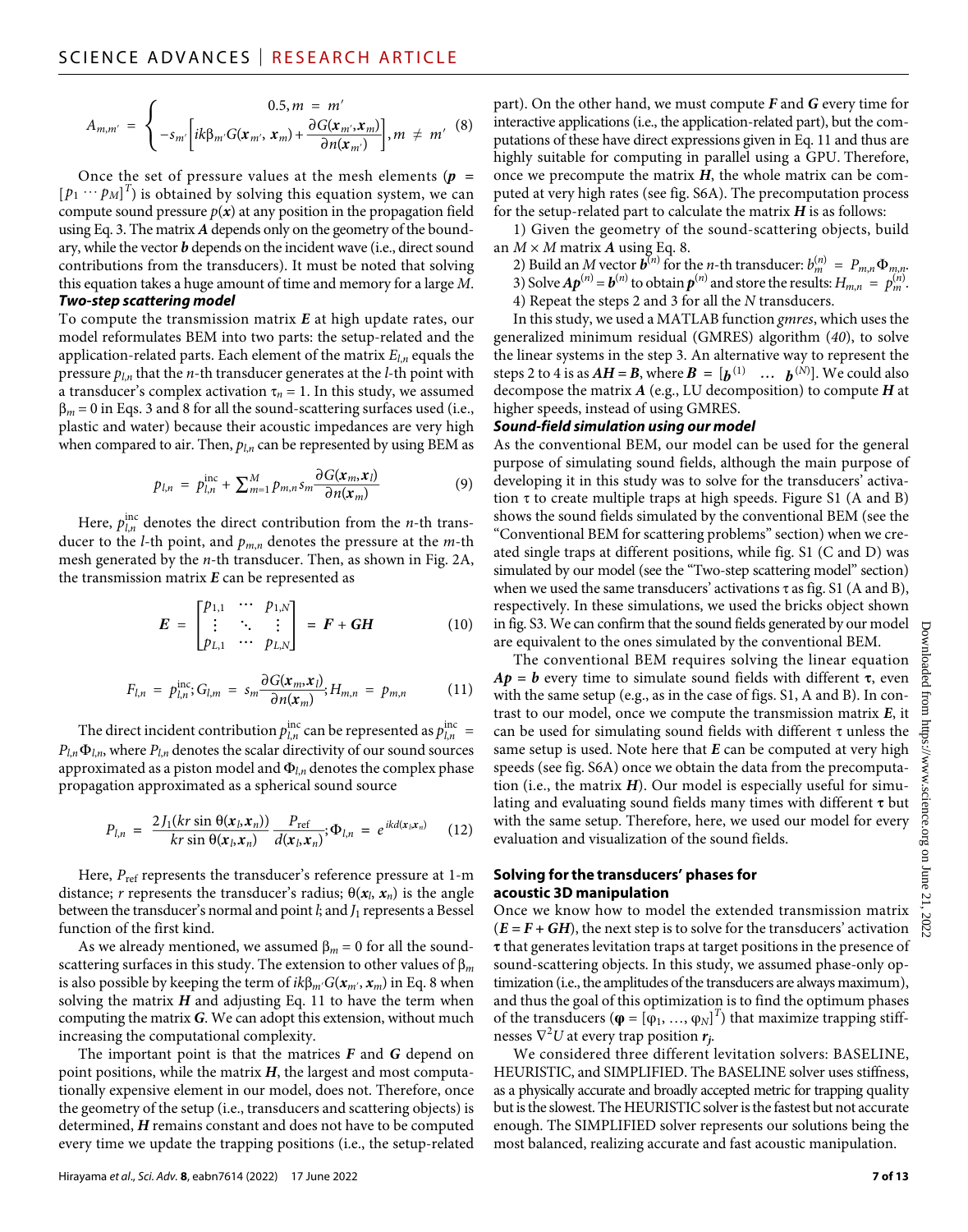$$A_{m,m'} = \begin{cases} 0.5, m = m' \\ -s_{m'}\left[ik\beta_{m'}G(\boldsymbol{x}_{m'}, \boldsymbol{x}_m) + \dfrac{\partial G(\boldsymbol{x}_{m'}, \boldsymbol{x}_m)}{\partial n(\boldsymbol{x}_{m'})}\right], m \neq m' \end{cases} \quad (8)$$

Once the set of pressure values at the mesh elements ($\boldsymbol{p} = [p_1 \cdots p_M]^T$) is obtained by solving this equation system, we can compute sound pressure $p(\boldsymbol{x})$ at any position in the propagation field using Eq. 3. The matrix $\boldsymbol{A}$ depends only on the geometry of the boundary, while the vector $\boldsymbol{b}$ depends on the incident wave (i.e., direct sound contributions from the transducers). It must be noted that solving this equation takes a huge amount of time and memory for a large $M$.

### *Two-step scattering model*

To compute the transmission matrix $\boldsymbol{E}$ at high update rates, our model reformulates BEM into two parts: the setup-related and the application-related parts. Each element of the matrix $E_{l,n}$ equals the pressure $p_{l,n}$ that the $n$-th transducer generates at the $l$-th point with a transducer's complex activation $\tau_n = 1$. In this study, we assumed $\beta_m = 0$ in Eqs. 3 and 8 for all the sound-scattering surfaces used (i.e., plastic and water) because their acoustic impedances are very high when compared to air. Then, $p_{l,n}$ can be represented by using BEM as

$$p_{l,n} = p_{l,n}^{\text{inc}} + \sum_{m=1}^{M} p_{m,n} s_m \frac{\partial G(\boldsymbol{x}_m, \boldsymbol{x}_l)}{\partial n(\boldsymbol{x}_m)} \quad (9)$$

Here, $p_{l,n}^{\text{inc}}$ denotes the direct contribution from the $n$-th transducer to the $l$-th point, and $p_{m,n}$ denotes the pressure at the $m$-th mesh generated by the $n$-th transducer. Then, as shown in Fig. 2A, the transmission matrix $\boldsymbol{E}$ can be represented as

$$\boldsymbol{E} = \begin{bmatrix} p_{1,1} & \cdots & p_{1,N} \\ \vdots & \ddots & \vdots \\ p_{L,1} & \cdots & p_{L,N} \end{bmatrix} = \boldsymbol{F} + \boldsymbol{GH} \quad (10)$$

$$F_{l,n} = p_{l,n}^{\text{inc}}; G_{l,m} = s_m \frac{\partial G(\boldsymbol{x}_m, \boldsymbol{x}_l)}{\partial n(\boldsymbol{x}_m)}; H_{m,n} = p_{m,n} \quad (11)$$

The direct incident contribution $p_{l,n}^{\text{inc}}$ can be represented as $p_{l,n}^{\text{inc}} = P_{l,n}\Phi_{l,n}$, where $P_{l,n}$ denotes the scalar directivity of our sound sources approximated as a piston model and $\Phi_{l,n}$ denotes the complex phase propagation approximated as a spherical sound source

$$P_{l,n} = \frac{2J_1(kr\sin\theta(\boldsymbol{x}_l, \boldsymbol{x}_n))}{kr\sin\theta(\boldsymbol{x}_l, \boldsymbol{x}_n)} \frac{P_{\text{ref}}}{d(\boldsymbol{x}_l, \boldsymbol{x}_n)}; \Phi_{l,n} = e^{ikd(\boldsymbol{x}_l, \boldsymbol{x}_n)} \quad (12)$$

Here, $P_{\text{ref}}$ represents the transducer's reference pressure at 1-m distance; $r$ represents the transducer's radius; $\theta(\boldsymbol{x}_l, \boldsymbol{x}_n)$ is the angle between the transducer's normal and point $l$; and $J_1$ represents a Bessel function of the first kind.

As we already mentioned, we assumed $\beta_m = 0$ for all the sound-scattering surfaces in this study. The extension to other values of $\beta_m$ is also possible by keeping the term of $ik\beta_{m'}G(\boldsymbol{x}_{m'}, \boldsymbol{x}_m)$ in Eq. 8 when solving the matrix $\boldsymbol{H}$ and adjusting Eq. 11 to have the term when computing the matrix $\boldsymbol{G}$. We can adopt this extension, without much increasing the computational complexity.

The important point is that the matrices $\boldsymbol{F}$ and $\boldsymbol{G}$ depend on point positions, while the matrix $\boldsymbol{H}$, the largest and most computationally expensive element in our model, does not. Therefore, once the geometry of the setup (i.e., transducers and scattering objects) is determined, $\boldsymbol{H}$ remains constant and does not have to be computed every time we update the trapping positions (i.e., the setup-related part). On the other hand, we must compute $\boldsymbol{F}$ and $\boldsymbol{G}$ every time for interactive applications (i.e., the application-related part), but the computations of these have direct expressions given in Eq. 11 and thus are highly suitable for computing in parallel using a GPU. Therefore, once we precompute the matrix $\boldsymbol{H}$, the whole matrix can be computed at very high rates (see fig. S6A). The precomputation process for the setup-related part to calculate the matrix $\boldsymbol{H}$ is as follows:

1) Given the geometry of the sound-scattering objects, build an $M \times M$ matrix $\boldsymbol{A}$ using Eq. 8.

2) Build an $M$ vector $\boldsymbol{b}^{(n)}$ for the $n$-th transducer: $b_m^{(n)} = P_{m,n}\Phi_{m,n}$.

3) Solve $\boldsymbol{A}\boldsymbol{p}^{(n)} = \boldsymbol{b}^{(n)}$ to obtain $\boldsymbol{p}^{(n)}$ and store the results: $H_{m,n} = p_m^{(n)}$.

4) Repeat the steps 2 and 3 for all the $N$ transducers.

In this study, we used a MATLAB function *gmres*, which uses the generalized minimum residual (GMRES) algorithm (*40*), to solve the linear systems in the step 3. An alternative way to represent the steps 2 to 4 is as $\boldsymbol{AH} = \boldsymbol{B}$, where $\boldsymbol{B} = [\boldsymbol{b}^{(1)} \quad \ldots \quad \boldsymbol{b}^{(N)}]$. We could also decompose the matrix $\boldsymbol{A}$ (e.g., LU decomposition) to compute $\boldsymbol{H}$ at higher speeds, instead of using GMRES.

### *Sound-field simulation using our model*

As the conventional BEM, our model can be used for the general purpose of simulating sound fields, although the main purpose of developing it in this study was to solve for the transducers' activation $\tau$ to create multiple traps at high speeds. Figure S1 (A and B) shows the sound fields simulated by the conventional BEM (see the "Conventional BEM for scattering problems" section) when we created single traps at different positions, while fig. S1 (C and D) was simulated by our model (see the "Two-step scattering model" section) when we used the same transducers' activations $\tau$ as fig. S1 (A and B), respectively. In these simulations, we used the bricks object shown in fig. S3. We can confirm that the sound fields generated by our model are equivalent to the ones simulated by the conventional BEM.

The conventional BEM requires solving the linear equation $\boldsymbol{Ap} = \boldsymbol{b}$ every time to simulate sound fields with different $\boldsymbol{\tau}$, even with the same setup (e.g., as in the case of figs. S1, A and B). In contrast to our model, once we compute the transmission matrix $\boldsymbol{E}$, it can be used for simulating sound fields with different $\tau$ unless the same setup is used. Note here that $\boldsymbol{E}$ can be computed at very high speeds (see fig. S6A) once we obtain the data from the precomputation (i.e., the matrix $\boldsymbol{H}$). Our model is especially useful for simulating and evaluating sound fields many times with different $\boldsymbol{\tau}$ but with the same setup. Therefore, here, we used our model for every evaluation and visualization of the sound fields.

## Solving for the transducers' phases for acoustic 3D manipulation

Once we know how to model the extended transmission matrix ($\boldsymbol{E} = \boldsymbol{F} + \boldsymbol{GH}$), the next step is to solve for the transducers' activation $\boldsymbol{\tau}$ that generates levitation traps at target positions in the presence of sound-scattering objects. In this study, we assumed phase-only optimization (i.e., the amplitudes of the transducers are always maximum), and thus the goal of this optimization is to find the optimum phases of the transducers ($\boldsymbol{\varphi} = [\varphi_1, \ldots, \varphi_N]^T$) that maximize trapping stiffnesses $\nabla^2 U$ at every trap position $\boldsymbol{r}_j$.

We considered three different levitation solvers: BASELINE, HEURISTIC, and SIMPLIFIED. The BASELINE solver uses stiffness, as a physically accurate and broadly accepted metric for trapping quality but is the slowest. The HEURISTIC solver is the fastest but not accurate enough. The SIMPLIFIED solver represents our solutions being the most balanced, realizing accurate and fast acoustic manipulation.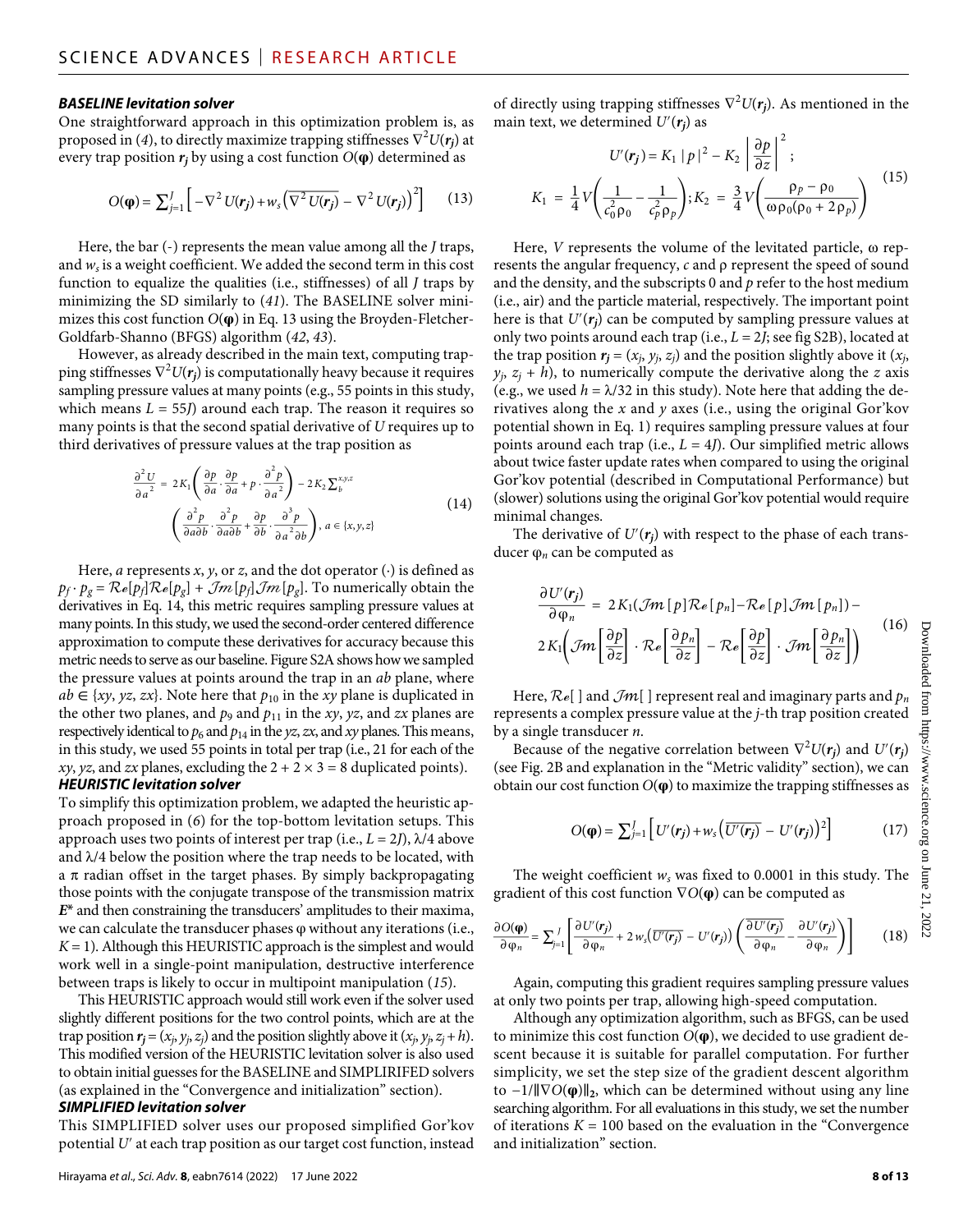### *BASELINE levitation solver*

One straightforward approach in this optimization problem is, as proposed in (4), to directly maximize trapping stiffnesses $\nabla^2 U(\boldsymbol{r_j})$ at every trap position $\boldsymbol{r_j}$ by using a cost function $O(\boldsymbol{\varphi})$ determined as

$$O(\boldsymbol{\varphi}) = \sum_{j=1}^{J} \left[ -\nabla^2 U(\boldsymbol{r_j}) + w_s \left( \overline{\nabla^2 U(\boldsymbol{r_j})} - \nabla^2 U(\boldsymbol{r_j}) \right)^2 \right] \quad (13)$$

Here, the bar (-) represents the mean value among all the $J$ traps, and $w_s$ is a weight coefficient. We added the second term in this cost function to equalize the qualities (i.e., stiffnesses) of all $J$ traps by minimizing the SD similarly to (41). The BASELINE solver minimizes this cost function $O(\boldsymbol{\varphi})$ in Eq. 13 using the Broyden-Fletcher-Goldfarb-Shanno (BFGS) algorithm (42, 43).

However, as already described in the main text, computing trapping stiffnesses $\nabla^2 U(\boldsymbol{r_j})$ is computationally heavy because it requires sampling pressure values at many points (e.g., 55 points in this study, which means $L = 55J$) around each trap. The reason it requires so many points is that the second spatial derivative of $U$ requires up to third derivatives of pressure values at the trap position as

$$\frac{\partial^2 U}{\partial a^2} = 2K_1 \left( \frac{\partial p}{\partial a} \cdot \frac{\partial p}{\partial a} + p \cdot \frac{\partial^2 p}{\partial a^2} \right) - 2K_2 \sum_b^{x,y,z} \left( \frac{\partial^2 p}{\partial a \partial b} \cdot \frac{\partial^2 p}{\partial a \partial b} + \frac{\partial p}{\partial b} \cdot \frac{\partial^3 p}{\partial a^2 \partial b} \right), a \in \{x, y, z\} \quad (14)$$

Here, $a$ represents $x$, $y$, or $z$, and the dot operator $(\cdot)$ is defined as $p_f \cdot p_g = \mathcal{Re}[p_f]\mathcal{Re}[p_g] + \mathcal{Im}[p_f]\mathcal{Im}[p_g]$. To numerically obtain the derivatives in Eq. 14, this metric requires sampling pressure values at many points. In this study, we used the second-order centered difference approximation to compute these derivatives for accuracy because this metric needs to serve as our baseline. Figure S2A shows how we sampled the pressure values at points around the trap in an $ab$ plane, where $ab \in \{xy, yz, zx\}$. Note here that $p_{10}$ in the $xy$ plane is duplicated in the other two planes, and $p_9$ and $p_{11}$ in the $xy$, $yz$, and $zx$ planes are respectively identical to $p_6$ and $p_{14}$ in the $yz$, $zx$, and $xy$ planes. This means, in this study, we used 55 points in total per trap (i.e., 21 for each of the $xy$, $yz$, and $zx$ planes, excluding the $2 + 2 \times 3 = 8$ duplicated points).

### *HEURISTIC levitation solver*

To simplify this optimization problem, we adapted the heuristic approach proposed in (6) for the top-bottom levitation setups. This approach uses two points of interest per trap (i.e., $L = 2J$), $\lambda/4$ above and $\lambda/4$ below the position where the trap needs to be located, with a $\pi$ radian offset in the target phases. By simply backpropagating those points with the conjugate transpose of the transmission matrix $\boldsymbol{E}^*$ and then constraining the transducers' amplitudes to their maxima, we can calculate the transducer phases $\varphi$ without any iterations (i.e., $K = 1$). Although this HEURISTIC approach is the simplest and would work well in a single-point manipulation, destructive interference between traps is likely to occur in multipoint manipulation (15).

This HEURISTIC approach would still work even if the solver used slightly different positions for the two control points, which are at the trap position $\boldsymbol{r_j} = (x_j, y_j, z_j)$ and the position slightly above it $(x_j, y_j, z_j + h)$. This modified version of the HEURISTIC levitation solver is also used to obtain initial guesses for the BASELINE and SIMPLIRIFED solvers (as explained in the "Convergence and initialization" section).

### *SIMPLIFIED levitation solver*

This SIMPLIFIED solver uses our proposed simplified Gor'kov potential $U'$ at each trap position as our target cost function, instead of directly using trapping stiffnesses $\nabla^2 U(\boldsymbol{r_j})$. As mentioned in the main text, we determined $U'(\boldsymbol{r_j})$ as

$$U'(\boldsymbol{r_j}) = K_1 \, |p|^2 - K_2 \left| \frac{\partial p}{\partial z} \right|^2 ;$$
$$K_1 = \frac{1}{4} V \left( \frac{1}{c_0^2 \rho_0} - \frac{1}{c_p^2 \rho_p} \right); K_2 = \frac{3}{4} V \left( \frac{\rho_p - \rho_0}{\omega \rho_0 (\rho_0 + 2\rho_p)} \right) \quad (15)$$

Here, $V$ represents the volume of the levitated particle, $\omega$ represents the angular frequency, $c$ and $\rho$ represent the speed of sound and the density, and the subscripts 0 and $p$ refer to the host medium (i.e., air) and the particle material, respectively. The important point here is that $U'(\boldsymbol{r_j})$ can be computed by sampling pressure values at only two points around each trap (i.e., $L = 2J$; see fig S2B), located at the trap position $\boldsymbol{r_j} = (x_j, y_j, z_j)$ and the position slightly above it $(x_j, y_j, z_j + h)$, to numerically compute the derivative along the $z$ axis (e.g., we used $h = \lambda/32$ in this study). Note here that adding the derivatives along the $x$ and $y$ axes (i.e., using the original Gor'kov potential shown in Eq. 1) requires sampling pressure values at four points around each trap (i.e., $L = 4J$). Our simplified metric allows about twice faster update rates when compared to using the original Gor'kov potential (described in Computational Performance) but (slower) solutions using the original Gor'kov potential would require minimal changes.

The derivative of $U'(\boldsymbol{r_j})$ with respect to the phase of each transducer $\varphi_n$ can be computed as

$$\frac{\partial U'(\boldsymbol{r_j})}{\partial \varphi_n} = 2K_1 (\mathcal{Im}[p]\mathcal{Re}[p_n] - \mathcal{Re}[p]\mathcal{Im}[p_n]) - 2K_1 \left( \mathcal{Im}\left[\frac{\partial p}{\partial z}\right] \cdot \mathcal{Re}\left[\frac{\partial p_n}{\partial z}\right] - \mathcal{Re}\left[\frac{\partial p}{\partial z}\right] \cdot \mathcal{Im}\left[\frac{\partial p_n}{\partial z}\right] \right) \quad (16)$$

Here, $\mathcal{Re}[\,]$ and $\mathcal{Im}[\,]$ represent real and imaginary parts and $p_n$ represents a complex pressure value at the $j$-th trap position created by a single transducer $n$.

Because of the negative correlation between $\nabla^2 U(\boldsymbol{r_j})$ and $U'(\boldsymbol{r_j})$ (see Fig. 2B and explanation in the "Metric validity" section), we can obtain our cost function $O(\boldsymbol{\varphi})$ to maximize the trapping stiffnesses as

$$O(\boldsymbol{\varphi}) = \sum_{j=1}^{J} \left[ U'(\boldsymbol{r_j}) + w_s \left( \overline{U'(\boldsymbol{r_j})} - U'(\boldsymbol{r_j}) \right)^2 \right] \quad (17)$$

The weight coefficient $w_s$ was fixed to 0.0001 in this study. The gradient of this cost function $\nabla O(\boldsymbol{\varphi})$ can be computed as

$$\frac{\partial O(\boldsymbol{\varphi})}{\partial \varphi_n} = \sum_{j=1}^{J} \left[ \frac{\partial U'(\boldsymbol{r_j})}{\partial \varphi_n} + 2 w_s \left( \overline{U'(\boldsymbol{r_j})} - U'(\boldsymbol{r_j}) \right) \left( \frac{\partial \overline{U'(\boldsymbol{r_j})}}{\partial \varphi_n} - \frac{\partial U'(\boldsymbol{r_j})}{\partial \varphi_n} \right) \right] \quad (18)$$

Again, computing this gradient requires sampling pressure values at only two points per trap, allowing high-speed computation.

Although any optimization algorithm, such as BFGS, can be used to minimize this cost function $O(\boldsymbol{\varphi})$, we decided to use gradient descent because it is suitable for parallel computation. For further simplicity, we set the step size of the gradient descent algorithm to $-1/\|\nabla O(\boldsymbol{\varphi})\|_2$, which can be determined without using any line searching algorithm. For all evaluations in this study, we set the number of iterations $K = 100$ based on the evaluation in the "Convergence and initialization" section.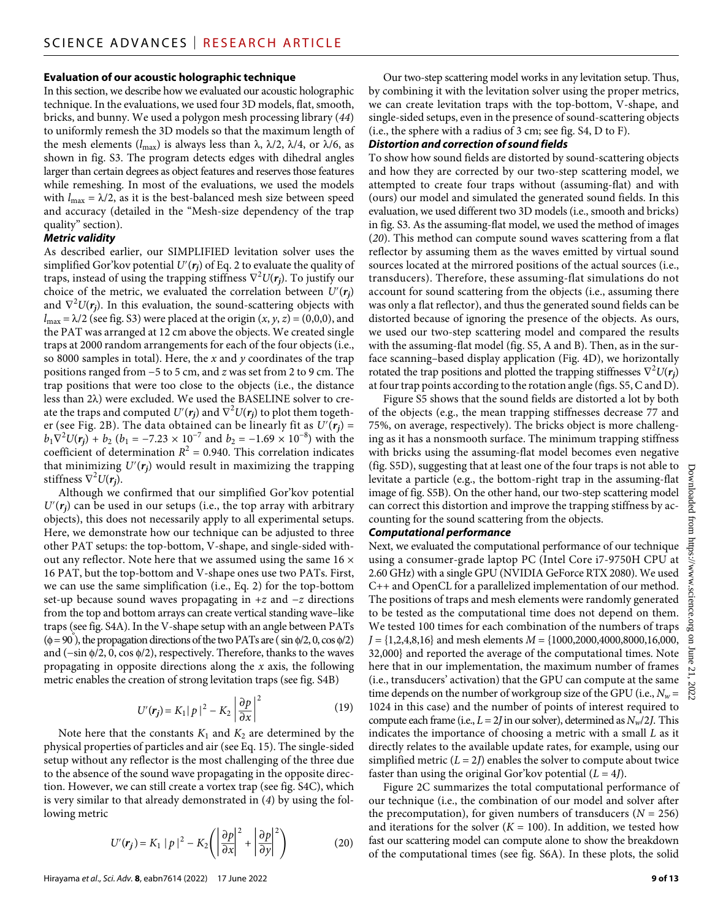**Evaluation of our acoustic holographic technique**

In this section, we describe how we evaluated our acoustic holographic technique. In the evaluations, we used four 3D models, flat, smooth, bricks, and bunny. We used a polygon mesh processing library (*44*) to uniformly remesh the 3D models so that the maximum length of the mesh elements ($l_{\max}$) is always less than $\lambda$, $\lambda/2$, $\lambda/4$, or $\lambda/6$, as shown in fig. S3. The program detects edges with dihedral angles larger than certain degrees as object features and reserves those features while remeshing. In most of the evaluations, we used the models with $l_{\max} = \lambda/2$, as it is the best-balanced mesh size between speed and accuracy (detailed in the "Mesh-size dependency of the trap quality" section).

***Metric validity***

As described earlier, our SIMPLIFIED levitation solver uses the simplified Gor'kov potential $U'(\boldsymbol{r}_j)$ of Eq. 2 to evaluate the quality of traps, instead of using the trapping stiffness $\nabla^2 U(\boldsymbol{r}_j)$. To justify our choice of the metric, we evaluated the correlation between $U'(\boldsymbol{r}_j)$ and $\nabla^2 U(\boldsymbol{r}_j)$. In this evaluation, the sound-scattering objects with $l_{\max} = \lambda/2$ (see fig. S3) were placed at the origin $(x, y, z) = (0,0,0)$, and the PAT was arranged at 12 cm above the objects. We created single traps at 2000 random arrangements for each of the four objects (i.e., so 8000 samples in total). Here, the $x$ and $y$ coordinates of the trap positions ranged from −5 to 5 cm, and $z$ was set from 2 to 9 cm. The trap positions that were too close to the objects (i.e., the distance less than $2\lambda$) were excluded. We used the BASELINE solver to create the traps and computed $U'(\boldsymbol{r}_j)$ and $\nabla^2 U(\boldsymbol{r}_j)$ to plot them together (see Fig. 2B). The data obtained can be linearly fit as $U'(\boldsymbol{r}_j) = b_1 \nabla^2 U(\boldsymbol{r}_j) + b_2$ ($b_1 = -7.23 \times 10^{-7}$ and $b_2 = -1.69 \times 10^{-8}$) with the coefficient of determination $R^2 = 0.940$. This correlation indicates that minimizing $U'(\boldsymbol{r}_j)$ would result in maximizing the trapping stiffness $\nabla^2 U(\boldsymbol{r}_j)$.

Although we confirmed that our simplified Gor'kov potential $U'(\boldsymbol{r}_j)$ can be used in our setups (i.e., the top array with arbitrary objects), this does not necessarily apply to all experimental setups. Here, we demonstrate how our technique can be adjusted to three other PAT setups: the top-bottom, V-shape, and single-sided without any reflector. Note here that we assumed using the same 16 × 16 PAT, but the top-bottom and V-shape ones use two PATs. First, we can use the same simplification (i.e., Eq. 2) for the top-bottom set-up because sound waves propagating in $+z$ and $-z$ directions from the top and bottom arrays can create vertical standing wave–like traps (see fig. S4A). In the V-shape setup with an angle between PATs ($\phi = 90^\circ$), the propagation directions of the two PATs are $(\sin\phi/2, 0, \cos\phi/2)$ and $(-\sin\phi/2, 0, \cos\phi/2)$, respectively. Therefore, thanks to the waves propagating in opposite directions along the $x$ axis, the following metric enables the creation of strong levitation traps (see fig. S4B)

$$U'(\boldsymbol{r}_j) = K_1 |p|^2 - K_2 \left| \frac{\partial p}{\partial x} \right|^2 \tag{19}$$

Note here that the constants $K_1$ and $K_2$ are determined by the physical properties of particles and air (see Eq. 15). The single-sided setup without any reflector is the most challenging of the three due to the absence of the sound wave propagating in the opposite direction. However, we can still create a vortex trap (see fig. S4C), which is very similar to that already demonstrated in (*4*) by using the following metric

$$U'(\boldsymbol{r}_j) = K_1 |p|^2 - K_2 \left( \left| \frac{\partial p}{\partial x} \right|^2 + \left| \frac{\partial p}{\partial y} \right|^2 \right) \tag{20}$$

Our two-step scattering model works in any levitation setup. Thus, by combining it with the levitation solver using the proper metrics, we can create levitation traps with the top-bottom, V-shape, and single-sided setups, even in the presence of sound-scattering objects (i.e., the sphere with a radius of 3 cm; see fig. S4, D to F).

***Distortion and correction of sound fields***

To show how sound fields are distorted by sound-scattering objects and how they are corrected by our two-step scattering model, we attempted to create four traps without (assuming-flat) and with (ours) our model and simulated the generated sound fields. In this evaluation, we used different two 3D models (i.e., smooth and bricks) in fig. S3. As the assuming-flat model, we used the method of images (*20*). This method can compute sound waves scattering from a flat reflector by assuming them as the waves emitted by virtual sound sources located at the mirrored positions of the actual sources (i.e., transducers). Therefore, these assuming-flat simulations do not account for sound scattering from the objects (i.e., assuming there was only a flat reflector), and thus the generated sound fields can be distorted because of ignoring the presence of the objects. As ours, we used our two-step scattering model and compared the results with the assuming-flat model (fig. S5, A and B). Then, as in the surface scanning–based display application (Fig. 4D), we horizontally rotated the trap positions and plotted the trapping stiffnesses $\nabla^2 U(\boldsymbol{r}_j)$ at four trap points according to the rotation angle (figs. S5, C and D).

Figure S5 shows that the sound fields are distorted a lot by both of the objects (e.g., the mean trapping stiffnesses decrease 77 and 75%, on average, respectively). The bricks object is more challenging as it has a nonsmooth surface. The minimum trapping stiffness with bricks using the assuming-flat model becomes even negative (fig. S5D), suggesting that at least one of the four traps is not able to levitate a particle (e.g., the bottom-right trap in the assuming-flat image of fig. S5B). On the other hand, our two-step scattering model can correct this distortion and improve the trapping stiffness by accounting for the sound scattering from the objects.

***Computational performance***

Next, we evaluated the computational performance of our technique using a consumer-grade laptop PC (Intel Core i7-9750H CPU at 2.60 GHz) with a single GPU (NVIDIA GeForce RTX 2080). We used C++ and OpenCL for a parallelized implementation of our method. The positions of traps and mesh elements were randomly generated to be tested as the computational time does not depend on them. We tested 100 times for each combination of the numbers of traps $J = \{1,2,4,8,16\}$ and mesh elements $M = \{1000, 2000, 4000, 8000, 16{,}000, 32{,}000\}$ and reported the average of the computational times. Note here that in our implementation, the maximum number of frames (i.e., transducers' activation) that the GPU can compute at the same time depends on the number of workgroup size of the GPU (i.e., $N_w = 1024$ in this case) and the number of points of interest required to compute each frame (i.e., $L = 2J$ in our solver), determined as $N_w/2J$. This indicates the importance of choosing a metric with a small $L$ as it directly relates to the available update rates, for example, using our simplified metric ($L = 2J$) enables the solver to compute about twice faster than using the original Gor'kov potential ($L = 4J$).

Figure 2C summarizes the total computational performance of our technique (i.e., the combination of our model and solver after the precomputation), for given numbers of transducers ($N = 256$) and iterations for the solver ($K = 100$). In addition, we tested how fast our scattering model can compute alone to show the breakdown of the computational times (see fig. S6A). In these plots, the solid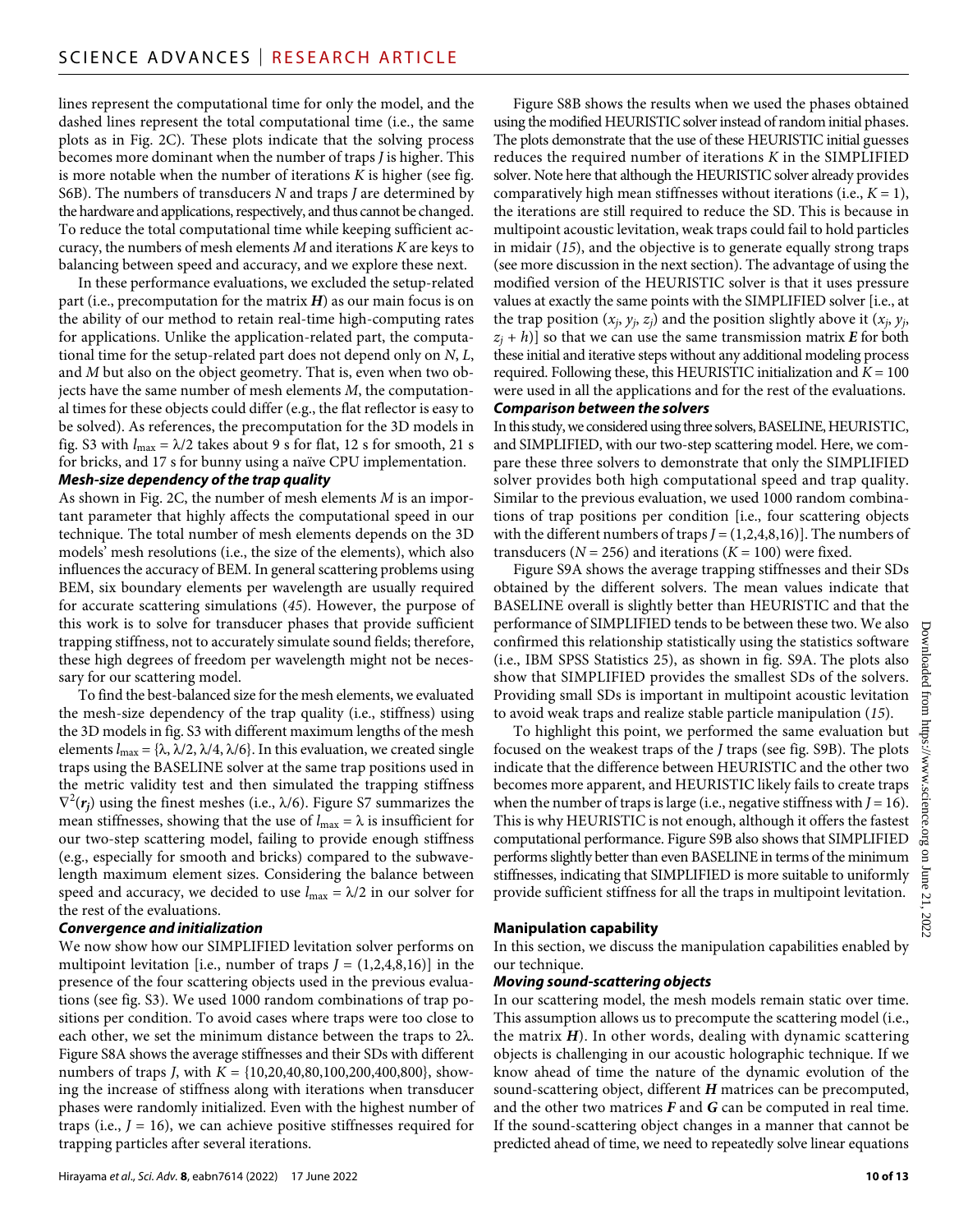lines represent the computational time for only the model, and the dashed lines represent the total computational time (i.e., the same plots as in Fig. 2C). These plots indicate that the solving process becomes more dominant when the number of traps $J$ is higher. This is more notable when the number of iterations $K$ is higher (see fig. S6B). The numbers of transducers $N$ and traps $J$ are determined by the hardware and applications, respectively, and thus cannot be changed. To reduce the total computational time while keeping sufficient accuracy, the numbers of mesh elements $M$ and iterations $K$ are keys to balancing between speed and accuracy, and we explore these next.

In these performance evaluations, we excluded the setup-related part (i.e., precomputation for the matrix $\boldsymbol{H}$) as our main focus is on the ability of our method to retain real-time high-computing rates for applications. Unlike the application-related part, the computational time for the setup-related part does not depend only on $N$, $L$, and $M$ but also on the object geometry. That is, even when two objects have the same number of mesh elements $M$, the computational times for these objects could differ (e.g., the flat reflector is easy to be solved). As references, the precomputation for the 3D models in fig. S3 with $l_{\max} = \lambda/2$ takes about 9 s for flat, 12 s for smooth, 21 s for bricks, and 17 s for bunny using a naïve CPU implementation.

### *Mesh-size dependency of the trap quality*

As shown in Fig. 2C, the number of mesh elements $M$ is an important parameter that highly affects the computational speed in our technique. The total number of mesh elements depends on the 3D models' mesh resolutions (i.e., the size of the elements), which also influences the accuracy of BEM. In general scattering problems using BEM, six boundary elements per wavelength are usually required for accurate scattering simulations (*45*). However, the purpose of this work is to solve for transducer phases that provide sufficient trapping stiffness, not to accurately simulate sound fields; therefore, these high degrees of freedom per wavelength might not be necessary for our scattering model.

To find the best-balanced size for the mesh elements, we evaluated the mesh-size dependency of the trap quality (i.e., stiffness) using the 3D models in fig. S3 with different maximum lengths of the mesh elements $l_{\max} = \{\lambda, \lambda/2, \lambda/4, \lambda/6\}$. In this evaluation, we created single traps using the BASELINE solver at the same trap positions used in the metric validity test and then simulated the trapping stiffness $\nabla^2(\boldsymbol{r}_j)$ using the finest meshes (i.e., $\lambda/6$). Figure S7 summarizes the mean stiffnesses, showing that the use of $l_{\max} = \lambda$ is insufficient for our two-step scattering model, failing to provide enough stiffness (e.g., especially for smooth and bricks) compared to the subwavelength maximum element sizes. Considering the balance between speed and accuracy, we decided to use $l_{\max} = \lambda/2$ in our solver for the rest of the evaluations.

### *Convergence and initialization*

We now show how our SIMPLIFIED levitation solver performs on multipoint levitation [i.e., number of traps $J = (1,2,4,8,16)$] in the presence of the four scattering objects used in the previous evaluations (see fig. S3). We used 1000 random combinations of trap positions per condition. To avoid cases where traps were too close to each other, we set the minimum distance between the traps to $2\lambda$. Figure S8A shows the average stiffnesses and their SDs with different numbers of traps $J$, with $K = \{10,20,40,80,100,200,400,800\}$, showing the increase of stiffness along with iterations when transducer phases were randomly initialized. Even with the highest number of traps (i.e., $J = 16$), we can achieve positive stiffnesses required for trapping particles after several iterations.

Figure S8B shows the results when we used the phases obtained using the modified HEURISTIC solver instead of random initial phases. The plots demonstrate that the use of these HEURISTIC initial guesses reduces the required number of iterations $K$ in the SIMPLIFIED solver. Note here that although the HEURISTIC solver already provides comparatively high mean stiffnesses without iterations (i.e., $K = 1$), the iterations are still required to reduce the SD. This is because in multipoint acoustic levitation, weak traps could fail to hold particles in midair (*15*), and the objective is to generate equally strong traps (see more discussion in the next section). The advantage of using the modified version of the HEURISTIC solver is that it uses pressure values at exactly the same points with the SIMPLIFIED solver [i.e., at the trap position $(x_j, y_j, z_j)$ and the position slightly above it $(x_j, y_j, z_j + h)$] so that we can use the same transmission matrix $\boldsymbol{E}$ for both these initial and iterative steps without any additional modeling process required. Following these, this HEURISTIC initialization and $K = 100$ were used in all the applications and for the rest of the evaluations.

### *Comparison between the solvers*

In this study, we considered using three solvers, BASELINE, HEURISTIC, and SIMPLIFIED, with our two-step scattering model. Here, we compare these three solvers to demonstrate that only the SIMPLIFIED solver provides both high computational speed and trap quality. Similar to the previous evaluation, we used 1000 random combinations of trap positions per condition [i.e., four scattering objects with the different numbers of traps $J = (1,2,4,8,16)$]. The numbers of transducers ($N = 256$) and iterations ($K = 100$) were fixed.

Figure S9A shows the average trapping stiffnesses and their SDs obtained by the different solvers. The mean values indicate that BASELINE overall is slightly better than HEURISTIC and that the performance of SIMPLIFIED tends to be between these two. We also confirmed this relationship statistically using the statistics software (i.e., IBM SPSS Statistics 25), as shown in fig. S9A. The plots also show that SIMPLIFIED provides the smallest SDs of the solvers. Providing small SDs is important in multipoint acoustic levitation to avoid weak traps and realize stable particle manipulation (*15*).

To highlight this point, we performed the same evaluation but focused on the weakest traps of the $J$ traps (see fig. S9B). The plots indicate that the difference between HEURISTIC and the other two becomes more apparent, and HEURISTIC likely fails to create traps when the number of traps is large (i.e., negative stiffness with $J = 16$). This is why HEURISTIC is not enough, although it offers the fastest computational performance. Figure S9B also shows that SIMPLIFIED performs slightly better than even BASELINE in terms of the minimum stiffnesses, indicating that SIMPLIFIED is more suitable to uniformly provide sufficient stiffness for all the traps in multipoint levitation.

## Manipulation capability

In this section, we discuss the manipulation capabilities enabled by our technique.

### *Moving sound-scattering objects*

In our scattering model, the mesh models remain static over time. This assumption allows us to precompute the scattering model (i.e., the matrix $\boldsymbol{H}$). In other words, dealing with dynamic scattering objects is challenging in our acoustic holographic technique. If we know ahead of time the nature of the dynamic evolution of the sound-scattering object, different $\boldsymbol{H}$ matrices can be precomputed, and the other two matrices $\boldsymbol{F}$ and $\boldsymbol{G}$ can be computed in real time. If the sound-scattering object changes in a manner that cannot be predicted ahead of time, we need to repeatedly solve linear equations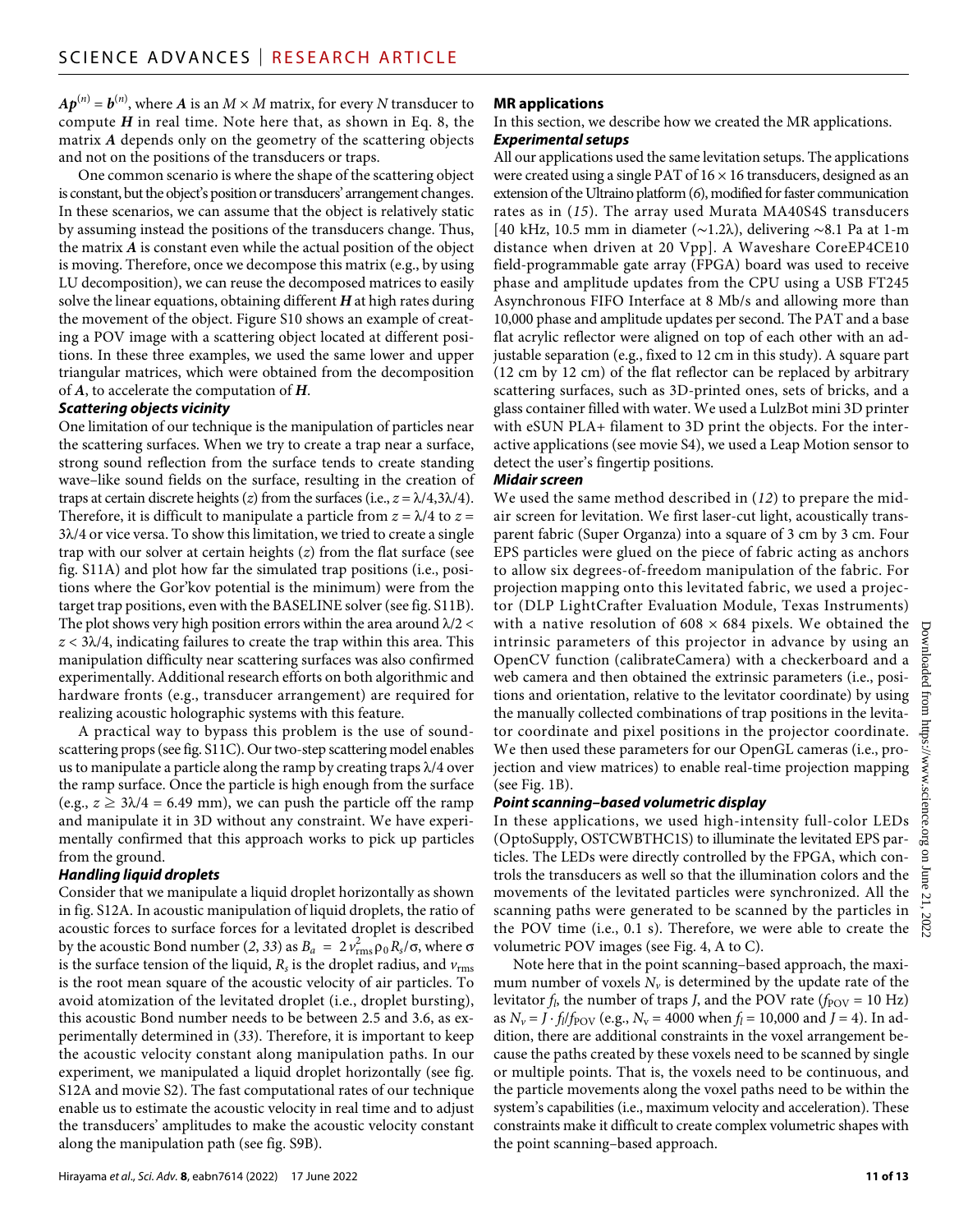$\boldsymbol{A}\boldsymbol{p}^{(n)} = \boldsymbol{b}^{(n)}$, where $\boldsymbol{A}$ is an $M \times M$ matrix, for every $N$ transducer to compute $\boldsymbol{H}$ in real time. Note here that, as shown in Eq. 8, the matrix $\boldsymbol{A}$ depends only on the geometry of the scattering objects and not on the positions of the transducers or traps.

One common scenario is where the shape of the scattering object is constant, but the object's position or transducers' arrangement changes. In these scenarios, we can assume that the object is relatively static by assuming instead the positions of the transducers change. Thus, the matrix $\boldsymbol{A}$ is constant even while the actual position of the object is moving. Therefore, once we decompose this matrix (e.g., by using LU decomposition), we can reuse the decomposed matrices to easily solve the linear equations, obtaining different $\boldsymbol{H}$ at high rates during the movement of the object. Figure S10 shows an example of creating a POV image with a scattering object located at different positions. In these three examples, we used the same lower and upper triangular matrices, which were obtained from the decomposition of $\boldsymbol{A}$, to accelerate the computation of $\boldsymbol{H}$.

### *Scattering objects vicinity*

One limitation of our technique is the manipulation of particles near the scattering surfaces. When we try to create a trap near a surface, strong sound reflection from the surface tends to create standing wave–like sound fields on the surface, resulting in the creation of traps at certain discrete heights ($z$) from the surfaces (i.e., $z = \lambda/4, 3\lambda/4$). Therefore, it is difficult to manipulate a particle from $z = \lambda/4$ to $z = 3\lambda/4$ or vice versa. To show this limitation, we tried to create a single trap with our solver at certain heights ($z$) from the flat surface (see fig. S11A) and plot how far the simulated trap positions (i.e., positions where the Gor'kov potential is the minimum) were from the target trap positions, even with the BASELINE solver (see fig. S11B). The plot shows very high position errors within the area around $\lambda/2 < z < 3\lambda/4$, indicating failures to create the trap within this area. This manipulation difficulty near scattering surfaces was also confirmed experimentally. Additional research efforts on both algorithmic and hardware fronts (e.g., transducer arrangement) are required for realizing acoustic holographic systems with this feature.

A practical way to bypass this problem is the use of sound-scattering props (see fig. S11C). Our two-step scattering model enables us to manipulate a particle along the ramp by creating traps $\lambda/4$ over the ramp surface. Once the particle is high enough from the surface (e.g., $z \geq 3\lambda/4 = 6.49$ mm), we can push the particle off the ramp and manipulate it in 3D without any constraint. We have experimentally confirmed that this approach works to pick up particles from the ground.

### *Handling liquid droplets*

Consider that we manipulate a liquid droplet horizontally as shown in fig. S12A. In acoustic manipulation of liquid droplets, the ratio of acoustic forces to surface forces for a levitated droplet is described by the acoustic Bond number (*2*, *33*) as $B_a = 2\, v_{\mathrm{rms}}^2 \rho_0 R_s/\sigma$, where $\sigma$ is the surface tension of the liquid, $R_s$ is the droplet radius, and $v_{\mathrm{rms}}$ is the root mean square of the acoustic velocity of air particles. To avoid atomization of the levitated droplet (i.e., droplet bursting), this acoustic Bond number needs to be between 2.5 and 3.6, as experimentally determined in (*33*). Therefore, it is important to keep the acoustic velocity constant along manipulation paths. In our experiment, we manipulated a liquid droplet horizontally (see fig. S12A and movie S2). The fast computational rates of our technique enable us to estimate the acoustic velocity in real time and to adjust the transducers' amplitudes to make the acoustic velocity constant along the manipulation path (see fig. S9B).

## MR applications

In this section, we describe how we created the MR applications.

### *Experimental setups*

All our applications used the same levitation setups. The applications were created using a single PAT of 16 × 16 transducers, designed as an extension of the Ultraino platform (*6*), modified for faster communication rates as in (*15*). The array used Murata MA40S4S transducers [40 kHz, 10.5 mm in diameter (~1.2λ), delivering ~8.1 Pa at 1-m distance when driven at 20 Vpp]. A Waveshare CoreEP4CE10 field-programmable gate array (FPGA) board was used to receive phase and amplitude updates from the CPU using a USB FT245 Asynchronous FIFO Interface at 8 Mb/s and allowing more than 10,000 phase and amplitude updates per second. The PAT and a base flat acrylic reflector were aligned on top of each other with an adjustable separation (e.g., fixed to 12 cm in this study). A square part (12 cm by 12 cm) of the flat reflector can be replaced by arbitrary scattering surfaces, such as 3D-printed ones, sets of bricks, and a glass container filled with water. We used a LulzBot mini 3D printer with eSUN PLA+ filament to 3D print the objects. For the interactive applications (see movie S4), we used a Leap Motion sensor to detect the user's fingertip positions.

### *Midair screen*

We used the same method described in (*12*) to prepare the midair screen for levitation. We first laser-cut light, acoustically transparent fabric (Super Organza) into a square of 3 cm by 3 cm. Four EPS particles were glued on the piece of fabric acting as anchors to allow six degrees-of-freedom manipulation of the fabric. For projection mapping onto this levitated fabric, we used a projector (DLP LightCrafter Evaluation Module, Texas Instruments) with a native resolution of 608 × 684 pixels. We obtained the intrinsic parameters of this projector in advance by using an OpenCV function (calibrateCamera) with a checkerboard and a web camera and then obtained the extrinsic parameters (i.e., positions and orientation, relative to the levitator coordinate) by using the manually collected combinations of trap positions in the levitator coordinate and pixel positions in the projector coordinate. We then used these parameters for our OpenGL cameras (i.e., projection and view matrices) to enable real-time projection mapping (see Fig. 1B).

### *Point scanning–based volumetric display*

In these applications, we used high-intensity full-color LEDs (OptoSupply, OSTCWBTHC1S) to illuminate the levitated EPS particles. The LEDs were directly controlled by the FPGA, which controls the transducers as well so that the illumination colors and the movements of the levitated particles were synchronized. All the scanning paths were generated to be scanned by the particles in the POV time (i.e., 0.1 s). Therefore, we were able to create the volumetric POV images (see Fig. 4, A to C).

Note here that in the point scanning–based approach, the maximum number of voxels $N_v$ is determined by the update rate of the levitator $f_l$, the number of traps $J$, and the POV rate ($f_{\mathrm{POV}}$ = 10 Hz) as $N_v = J \cdot f_l/f_{\mathrm{POV}}$ (e.g., $N_v$ = 4000 when $f_l$ = 10,000 and $J$ = 4). In addition, there are additional constraints in the voxel arrangement because the paths created by these voxels need to be scanned by single or multiple points. That is, the voxels need to be continuous, and the particle movements along the voxel paths need to be within the system's capabilities (i.e., maximum velocity and acceleration). These constraints make it difficult to create complex volumetric shapes with the point scanning–based approach.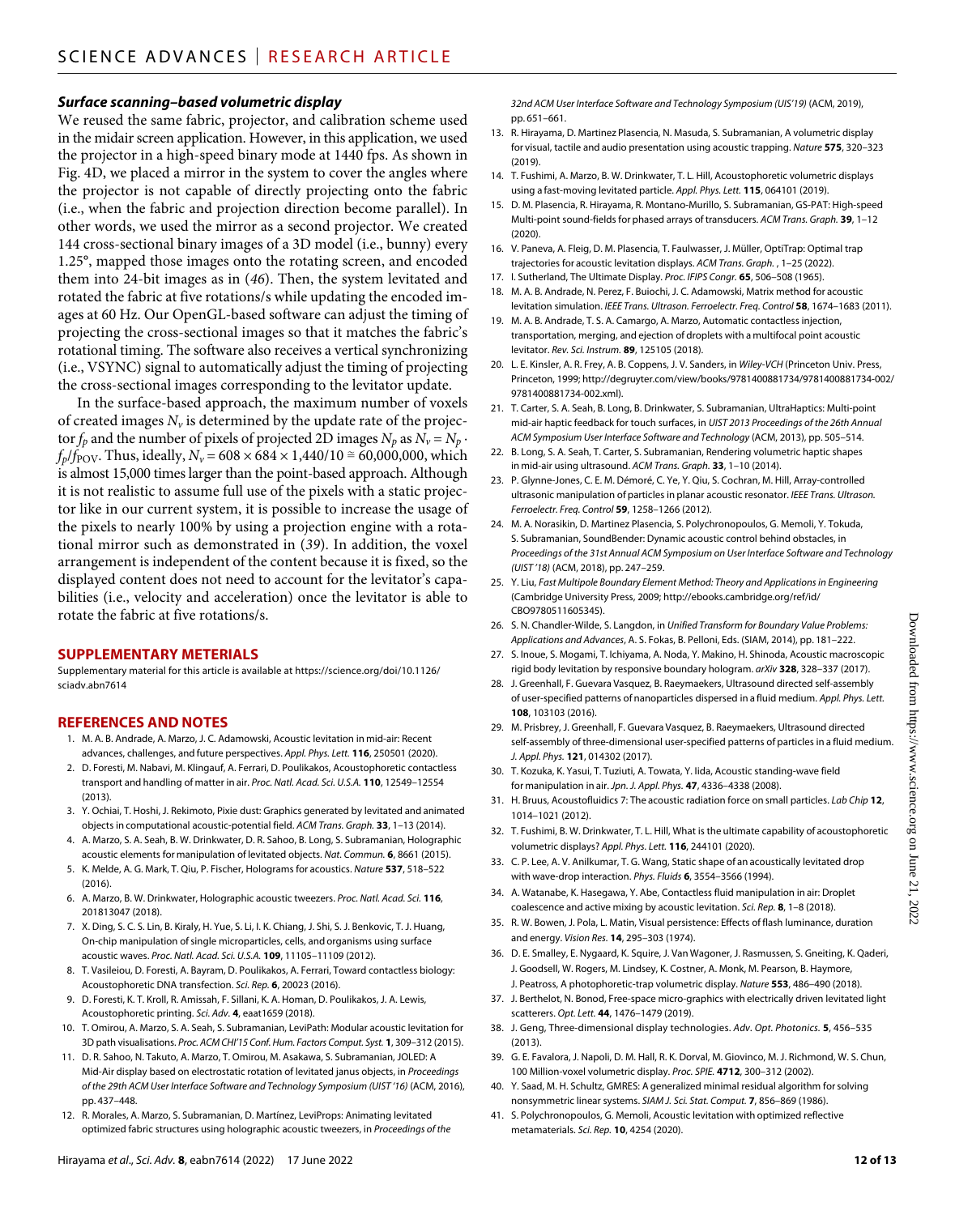### *Surface scanning–based volumetric display*

We reused the same fabric, projector, and calibration scheme used in the midair screen application. However, in this application, we used the projector in a high-speed binary mode at 1440 fps. As shown in Fig. 4D, we placed a mirror in the system to cover the angles where the projector is not capable of directly projecting onto the fabric (i.e., when the fabric and projection direction became parallel). In other words, we used the mirror as a second projector. We created 144 cross-sectional binary images of a 3D model (i.e., bunny) every 1.25°, mapped those images onto the rotating screen, and encoded them into 24-bit images as in (*46*). Then, the system levitated and rotated the fabric at five rotations/s while updating the encoded images at 60 Hz. Our OpenGL-based software can adjust the timing of projecting the cross-sectional images so that it matches the fabric's rotational timing. The software also receives a vertical synchronizing (i.e., VSYNC) signal to automatically adjust the timing of projecting the cross-sectional images corresponding to the levitator update.

In the surface-based approach, the maximum number of voxels of created images $N_v$ is determined by the update rate of the projector $f_p$ and the number of pixels of projected 2D images $N_p$ as $N_v = N_p \cdot f_p/f_{POV}$. Thus, ideally, $N_v = 608 \times 684 \times 1{,}440/10 \cong 60{,}000{,}000$, which is almost 15,000 times larger than the point-based approach. Although it is not realistic to assume full use of the pixels with a static projector like in our current system, it is possible to increase the usage of the pixels to nearly 100% by using a projection engine with a rotational mirror such as demonstrated in (*39*). In addition, the voxel arrangement is independent of the content because it is fixed, so the displayed content does not need to account for the levitator's capabilities (i.e., velocity and acceleration) once the levitator is able to rotate the fabric at five rotations/s.

## SUPPLEMENTARY METERIALS

Supplementary material for this article is available at https://science.org/doi/10.1126/sciadv.abn7614

## REFERENCES AND NOTES

1. M. A. B. Andrade, A. Marzo, J. C. Adamowski, Acoustic levitation in mid-air: Recent advances, challenges, and future perspectives. *Appl. Phys. Lett.* **116**, 250501 (2020).
2. D. Foresti, M. Nabavi, M. Klingauf, A. Ferrari, D. Poulikakos, Acoustophoretic contactless transport and handling of matter in air. *Proc. Natl. Acad. Sci. U.S.A.* **110**, 12549–12554 (2013).
3. Y. Ochiai, T. Hoshi, J. Rekimoto, Pixie dust: Graphics generated by levitated and animated objects in computational acoustic-potential field. *ACM Trans. Graph.* **33**, 1–13 (2014).
4. A. Marzo, S. A. Seah, B. W. Drinkwater, D. R. Sahoo, B. Long, S. Subramanian, Holographic acoustic elements for manipulation of levitated objects. *Nat. Commun.* **6**, 8661 (2015).
5. K. Melde, A. G. Mark, T. Qiu, P. Fischer, Holograms for acoustics. *Nature* **537**, 518–522 (2016).
6. A. Marzo, B. W. Drinkwater, Holographic acoustic tweezers. *Proc. Natl. Acad. Sci.* **116**, 201813047 (2018).
7. X. Ding, S. C. S. Lin, B. Kiraly, H. Yue, S. Li, I. K. Chiang, J. Shi, S. J. Benkovic, T. J. Huang, On-chip manipulation of single microparticles, cells, and organisms using surface acoustic waves. *Proc. Natl. Acad. Sci. U.S.A.* **109**, 11105–11109 (2012).
8. T. Vasileiou, D. Foresti, A. Bayram, D. Poulikakos, A. Ferrari, Toward contactless biology: Acoustophoretic DNA transfection. *Sci. Rep.* **6**, 20023 (2016).
9. D. Foresti, K. T. Kroll, R. Amissah, F. Sillani, K. A. Homan, D. Poulikakos, J. A. Lewis, Acoustophoretic printing. *Sci. Adv.* **4**, eaat1659 (2018).
10. T. Omirou, A. Marzo, S. A. Seah, S. Subramanian, LeviPath: Modular acoustic levitation for 3D path visualisations. *Proc. ACM CHI'15 Conf. Hum. Factors Comput. Syst.* **1**, 309–312 (2015).
11. D. R. Sahoo, N. Takuto, A. Marzo, T. Omirou, M. Asakawa, S. Subramanian, JOLED: A Mid-Air display based on electrostatic rotation of levitated janus objects, in *Proceedings of the 29th ACM User Interface Software and Technology Symposium (UIST '16)* (ACM, 2016), pp. 437–448.
12. R. Morales, A. Marzo, S. Subramanian, D. Martínez, LeviProps: Animating levitated optimized fabric structures using holographic acoustic tweezers, in *Proceedings of the 32nd ACM User Interface Software and Technology Symposium (UIS'19)* (ACM, 2019), pp. 651–661.
13. R. Hirayama, D. Martinez Plasencia, N. Masuda, S. Subramanian, A volumetric display for visual, tactile and audio presentation using acoustic trapping. *Nature* **575**, 320–323 (2019).
14. T. Fushimi, A. Marzo, B. W. Drinkwater, T. L. Hill, Acoustophoretic volumetric displays using a fast-moving levitated particle. *Appl. Phys. Lett.* **115**, 064101 (2019).
15. D. M. Plasencia, R. Hirayama, R. Montano-Murillo, S. Subramanian, GS-PAT: High-speed Multi-point sound-fields for phased arrays of transducers. *ACM Trans. Graph.* **39**, 1–12 (2020).
16. V. Paneva, A. Fleig, D. M. Plasencia, T. Faulwasser, J. Müller, OptiTrap: Optimal trap trajectories for acoustic levitation displays. *ACM Trans. Graph.* , 1–25 (2022).
17. I. Sutherland, The Ultimate Display. *Proc. IFIPS Congr.* **65**, 506–508 (1965).
18. M. A. B. Andrade, N. Perez, F. Buiochi, J. C. Adamowski, Matrix method for acoustic levitation simulation. *IEEE Trans. Ultrason. Ferroelectr. Freq. Control* **58**, 1674–1683 (2011).
19. M. A. B. Andrade, T. S. A. Camargo, A. Marzo, Automatic contactless injection, transportation, merging, and ejection of droplets with a multifocal point acoustic levitator. *Rev. Sci. Instrum.* **89**, 125105 (2018).
20. L. E. Kinsler, A. R. Frey, A. B. Coppens, J. V. Sanders, in *Wiley-VCH* (Princeton Univ. Press, Princeton, 1999; http://degruyter.com/view/books/9781400881734/9781400881734-002/9781400881734-002.xml).
21. T. Carter, S. A. Seah, B. Long, B. Drinkwater, S. Subramanian, UltraHaptics: Multi-point mid-air haptic feedback for touch surfaces, in *UIST 2013 Proceedings of the 26th Annual ACM Symposium User Interface Software and Technology* (ACM, 2013), pp. 505–514.
22. B. Long, S. A. Seah, T. Carter, S. Subramanian, Rendering volumetric haptic shapes in mid-air using ultrasound. *ACM Trans. Graph.* **33**, 1–10 (2014).
23. P. Glynne-Jones, C. E. M. Démoré, C. Ye, Y. Qiu, S. Cochran, M. Hill, Array-controlled ultrasonic manipulation of particles in planar acoustic resonator. *IEEE Trans. Ultrason. Ferroelectr. Freq. Control* **59**, 1258–1266 (2012).
24. M. A. Norasikin, D. Martinez Plasencia, S. Polychronopoulos, G. Memoli, Y. Tokuda, S. Subramanian, SoundBender: Dynamic acoustic control behind obstacles, in *Proceedings of the 31st Annual ACM Symposium on User Interface Software and Technology (UIST '18)* (ACM, 2018), pp. 247–259.
25. Y. Liu, *Fast Multipole Boundary Element Method: Theory and Applications in Engineering* (Cambridge University Press, 2009; http://ebooks.cambridge.org/ref/id/CBO9780511605345).
26. S. N. Chandler-Wilde, S. Langdon, in *Unified Transform for Boundary Value Problems: Applications and Advances*, A. S. Fokas, B. Pelloni, Eds. (SIAM, 2014), pp. 181–222.
27. S. Inoue, S. Mogami, T. Ichiyama, A. Noda, Y. Makino, H. Shinoda, Acoustic macroscopic rigid body levitation by responsive boundary hologram. *arXiv* **328**, 328–337 (2017).
28. J. Greenhall, F. Guevara Vasquez, B. Raeymaekers, Ultrasound directed self-assembly of user-specified patterns of nanoparticles dispersed in a fluid medium. *Appl. Phys. Lett.* **108**, 103103 (2016).
29. M. Prisbrey, J. Greenhall, F. Guevara Vasquez, B. Raeymaekers, Ultrasound directed self-assembly of three-dimensional user-specified patterns of particles in a fluid medium. *J. Appl. Phys.* **121**, 014302 (2017).
30. T. Kozuka, K. Yasui, T. Tuziuti, A. Towata, Y. Iida, Acoustic standing-wave field for manipulation in air. *Jpn. J. Appl. Phys.* **47**, 4336–4338 (2008).
31. H. Bruus, Acoustofluidics 7: The acoustic radiation force on small particles. *Lab Chip* **12**, 1014–1021 (2012).
32. T. Fushimi, B. W. Drinkwater, T. L. Hill, What is the ultimate capability of acoustophoretic volumetric displays? *Appl. Phys. Lett.* **116**, 244101 (2020).
33. C. P. Lee, A. V. Anilkumar, T. G. Wang, Static shape of an acoustically levitated drop with wave-drop interaction. *Phys. Fluids* **6**, 3554–3566 (1994).
34. A. Watanabe, K. Hasegawa, Y. Abe, Contactless fluid manipulation in air: Droplet coalescence and active mixing by acoustic levitation. *Sci. Rep.* **8**, 1–8 (2018).
35. R. W. Bowen, J. Pola, L. Matin, Visual persistence: Effects of flash luminance, duration and energy. *Vision Res.* **14**, 295–303 (1974).
36. D. E. Smalley, E. Nygaard, K. Squire, J. Van Wagoner, J. Rasmussen, S. Gneiting, K. Qaderi, J. Goodsell, W. Rogers, M. Lindsey, K. Costner, A. Monk, M. Pearson, B. Haymore, J. Peatross, A photophoretic-trap volumetric display. *Nature* **553**, 486–490 (2018).
37. J. Berthelot, N. Bonod, Free-space micro-graphics with electrically driven levitated light scatterers. *Opt. Lett.* **44**, 1476–1479 (2019).
38. J. Geng, Three-dimensional display technologies. *Adv. Opt. Photonics.* **5**, 456–535 (2013).
39. G. E. Favalora, J. Napoli, D. M. Hall, R. K. Dorval, M. Giovinco, M. J. Richmond, W. S. Chun, 100 Million-voxel volumetric display. *Proc. SPIE.* **4712**, 300–312 (2002).
40. Y. Saad, M. H. Schultz, GMRES: A generalized minimal residual algorithm for solving nonsymmetric linear systems. *SIAM J. Sci. Stat. Comput.* **7**, 856–869 (1986).
41. S. Polychronopoulos, G. Memoli, Acoustic levitation with optimized reflective metamaterials. *Sci. Rep.* **10**, 4254 (2020).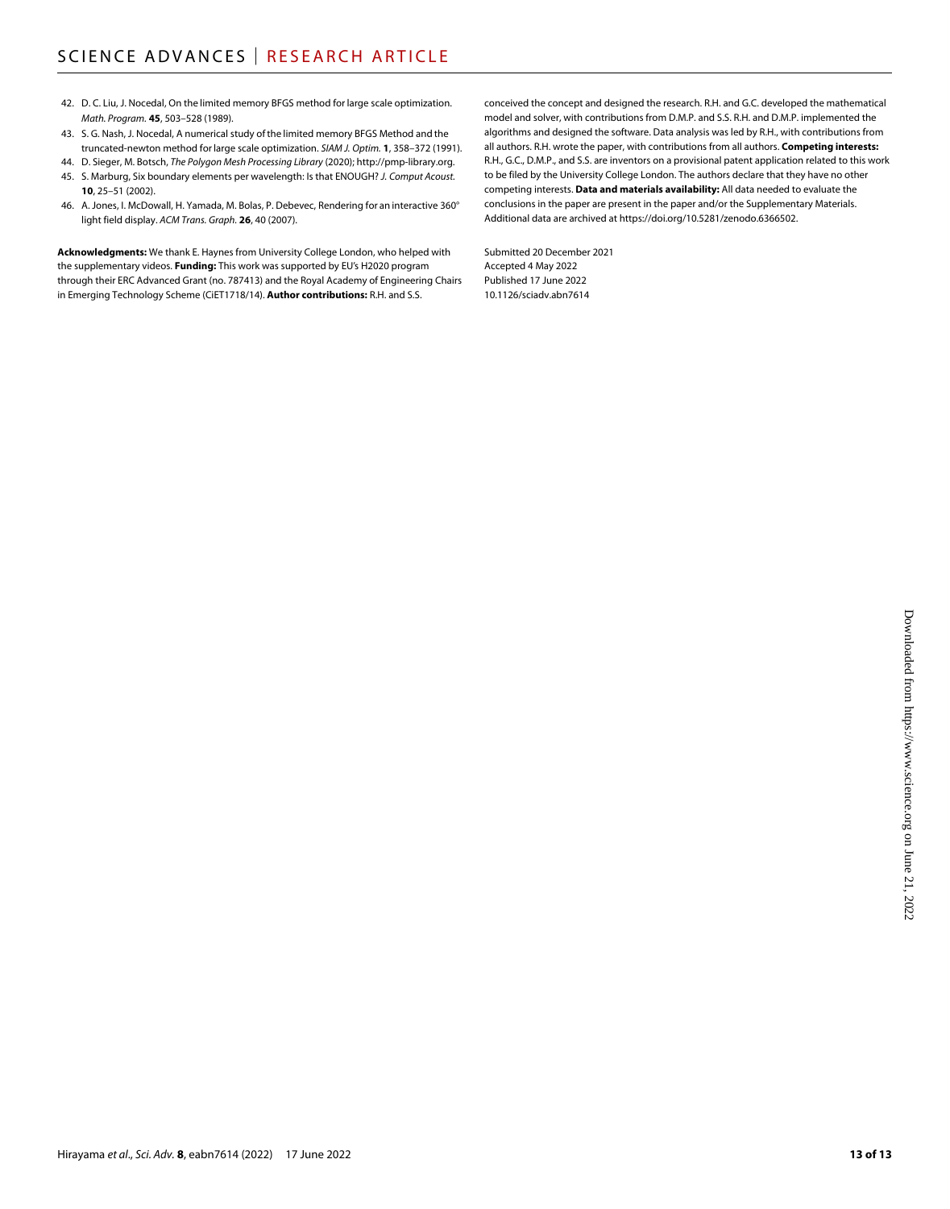42. D. C. Liu, J. Nocedal, On the limited memory BFGS method for large scale optimization. *Math. Program.* **45**, 503–528 (1989).
43. S. G. Nash, J. Nocedal, A numerical study of the limited memory BFGS Method and the truncated-newton method for large scale optimization. *SIAM J. Optim.* **1**, 358–372 (1991).
44. D. Sieger, M. Botsch, *The Polygon Mesh Processing Library* (2020); http://pmp-library.org.
45. S. Marburg, Six boundary elements per wavelength: Is that ENOUGH? *J. Comput Acoust.* **10**, 25–51 (2002).
46. A. Jones, I. McDowall, H. Yamada, M. Bolas, P. Debevec, Rendering for an interactive 360° light field display. *ACM Trans. Graph.* **26**, 40 (2007).

**Acknowledgments:** We thank E. Haynes from University College London, who helped with the supplementary videos. **Funding:** This work was supported by EU's H2020 program through their ERC Advanced Grant (no. 787413) and the Royal Academy of Engineering Chairs in Emerging Technology Scheme (CiET1718/14). **Author contributions:** R.H. and S.S. conceived the concept and designed the research. R.H. and G.C. developed the mathematical model and solver, with contributions from D.M.P. and S.S. R.H. and D.M.P. implemented the algorithms and designed the software. Data analysis was led by R.H., with contributions from all authors. R.H. wrote the paper, with contributions from all authors. **Competing interests:** R.H., G.C., D.M.P., and S.S. are inventors on a provisional patent application related to this work to be filed by the University College London. The authors declare that they have no other competing interests. **Data and materials availability:** All data needed to evaluate the conclusions in the paper are present in the paper and/or the Supplementary Materials. Additional data are archived at https://doi.org/10.5281/zenodo.6366502.

Submitted 20 December 2021
Accepted 4 May 2022
Published 17 June 2022
10.1126/sciadv.abn7614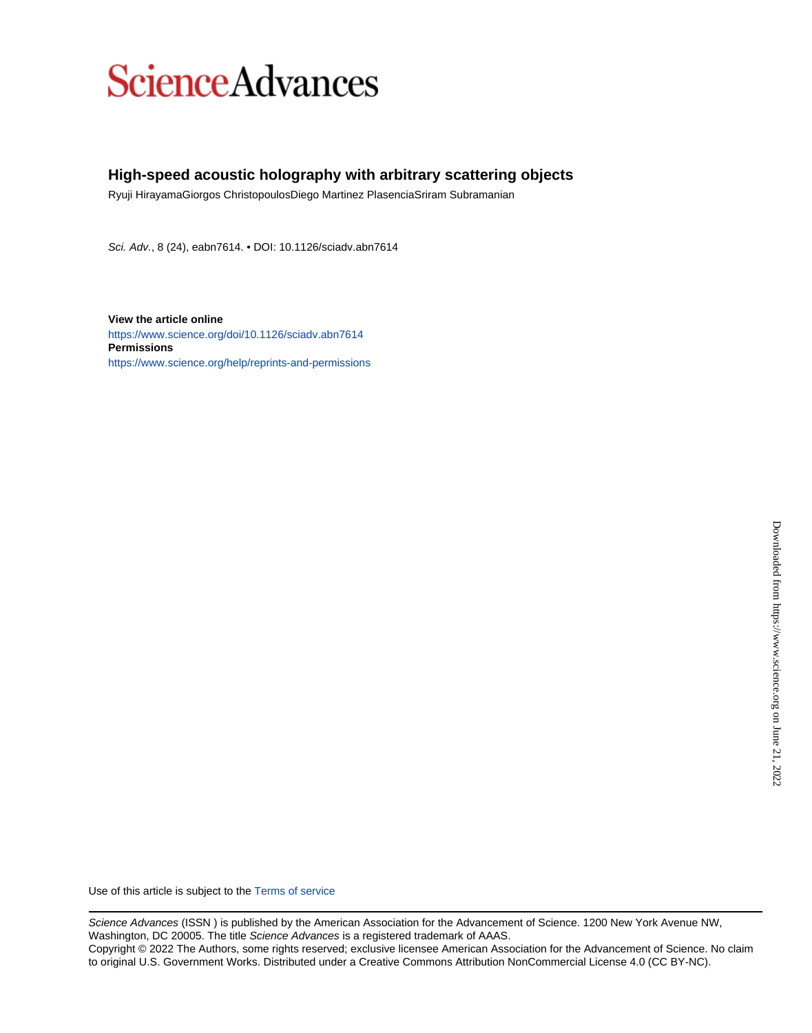# ScienceAdvances

## High-speed acoustic holography with arbitrary scattering objects

Ryuji HirayamaGiorgos ChristopoulosDiego Martinez PlasenciaSriram Subramanian

*Sci. Adv.*, 8 (24), eabn7614. • DOI: 10.1126/sciadv.abn7614

**View the article online**
https://www.science.org/doi/10.1126/sciadv.abn7614
**Permissions**
https://www.science.org/help/reprints-and-permissions

Use of this article is subject to the Terms of service

*Science Advances* (ISSN ) is published by the American Association for the Advancement of Science. 1200 New York Avenue NW, Washington, DC 20005. The title *Science Advances* is a registered trademark of AAAS.
Copyright © 2022 The Authors, some rights reserved; exclusive licensee American Association for the Advancement of Science. No claim to original U.S. Government Works. Distributed under a Creative Commons Attribution NonCommercial License 4.0 (CC BY-NC).